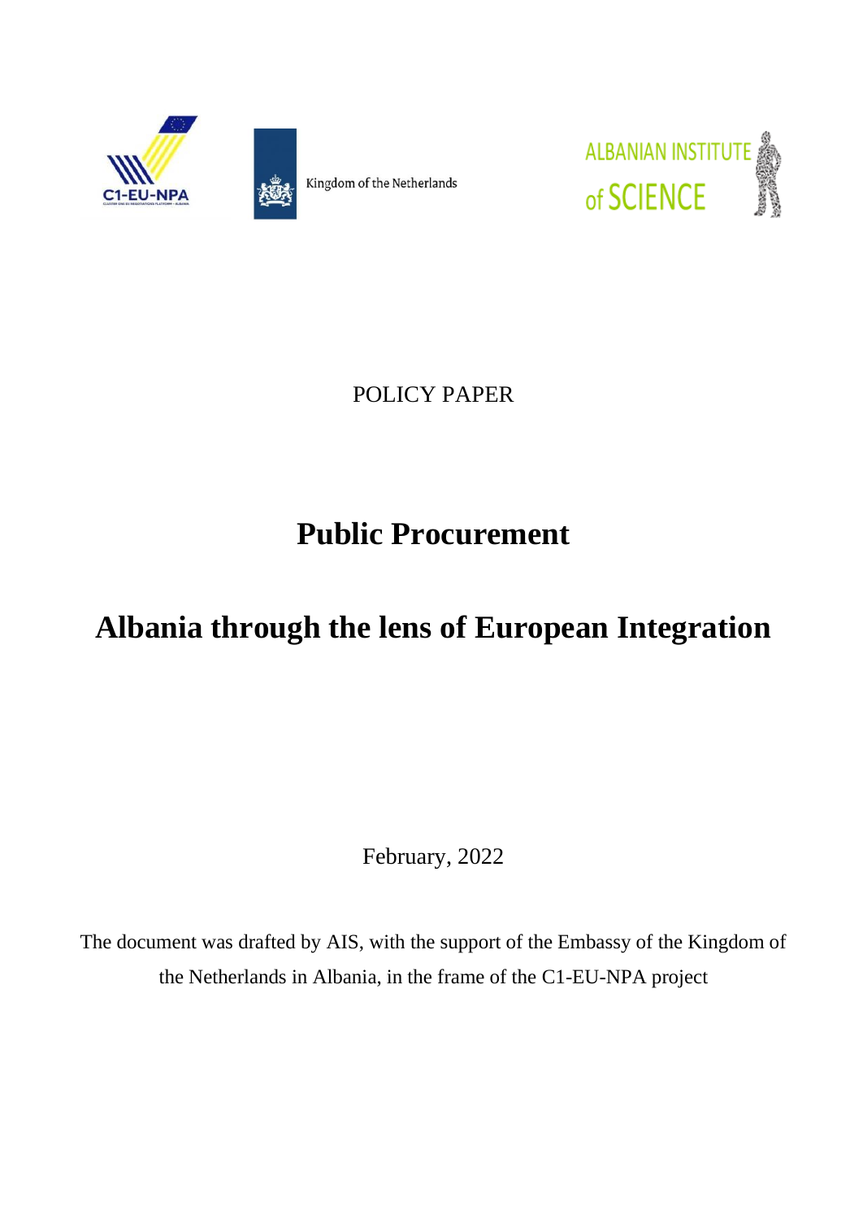Kingdom of the Netherlands

ALBANIAN INSTITUTE of SCIENCE

POLICY PAPER

# Public Procurement

# Albania through the lens of European Integration

February, 2022

The document was drafted by AIS, with the support of the Embassy of the Kingdom of the Netherlands in Albania, in the frame of the C1-EU-NPA project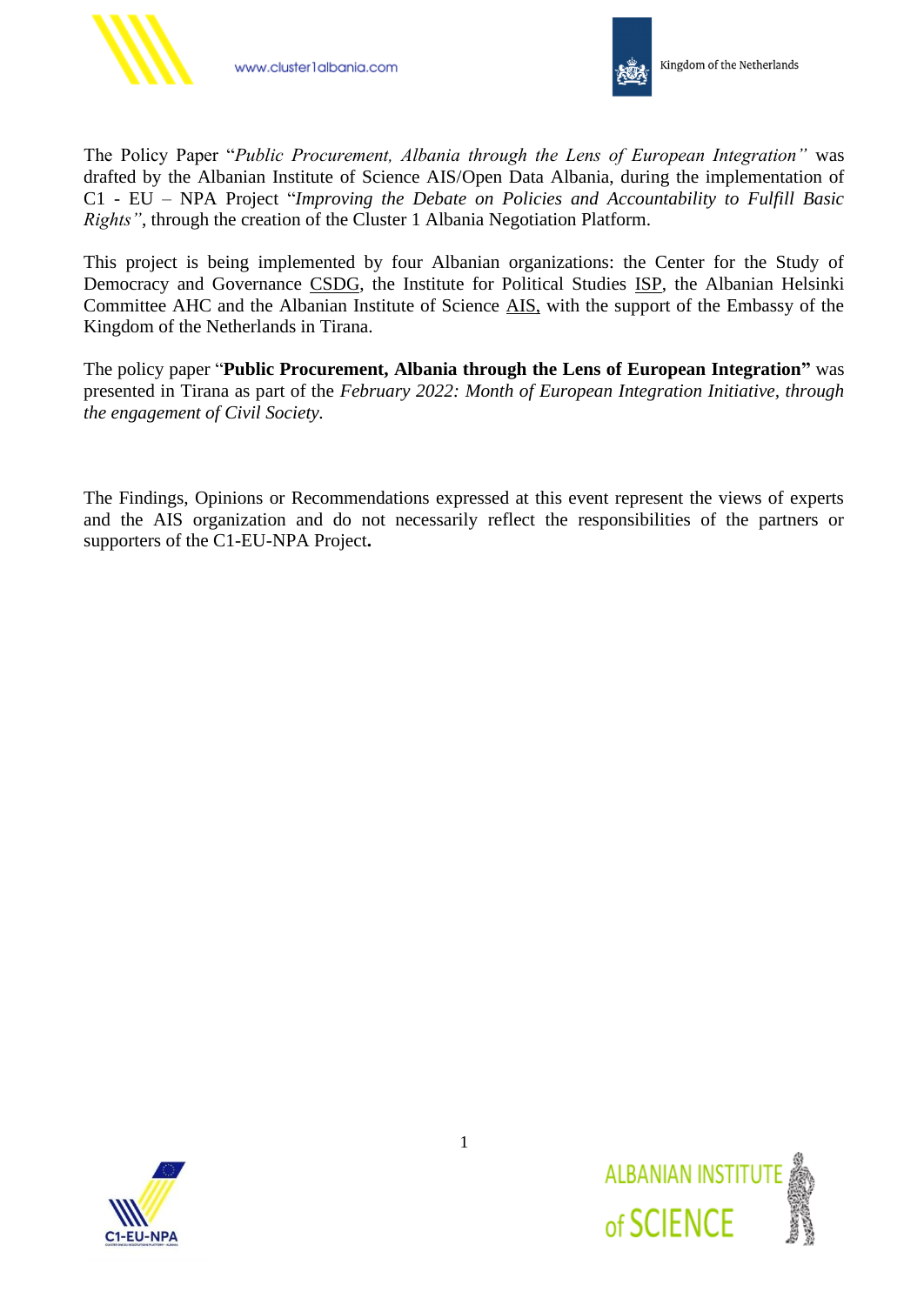The Policy Paper “*Public Procurement, Albania through the Lens of European Integration”* was drafted by the Albanian Institute of Science AIS/Open Data Albania, during the implementation of C1 - EU – NPA Project “*Improving the Debate on Policies and Accountability to Fulfill Basic Rights”*, through the creation of the Cluster 1 Albania Negotiation Platform.

This project is being implemented by four Albanian organizations: the Center for the Study of Democracy and Governance CSDG, the Institute for Political Studies ISP, the Albanian Helsinki Committee AHC and the Albanian Institute of Science AIS, with the support of the Embassy of the Kingdom of the Netherlands in Tirana.

The policy paper “**Public Procurement, Albania through the Lens of European Integration”** was presented in Tirana as part of the *February 2022: Month of European Integration Initiative, through the engagement of Civil Society.*

The Findings, Opinions or Recommendations expressed at this event represent the views of experts and the AIS organization and do not necessarily reflect the responsibilities of the partners or supporters of the C1-EU-NPA Project**.**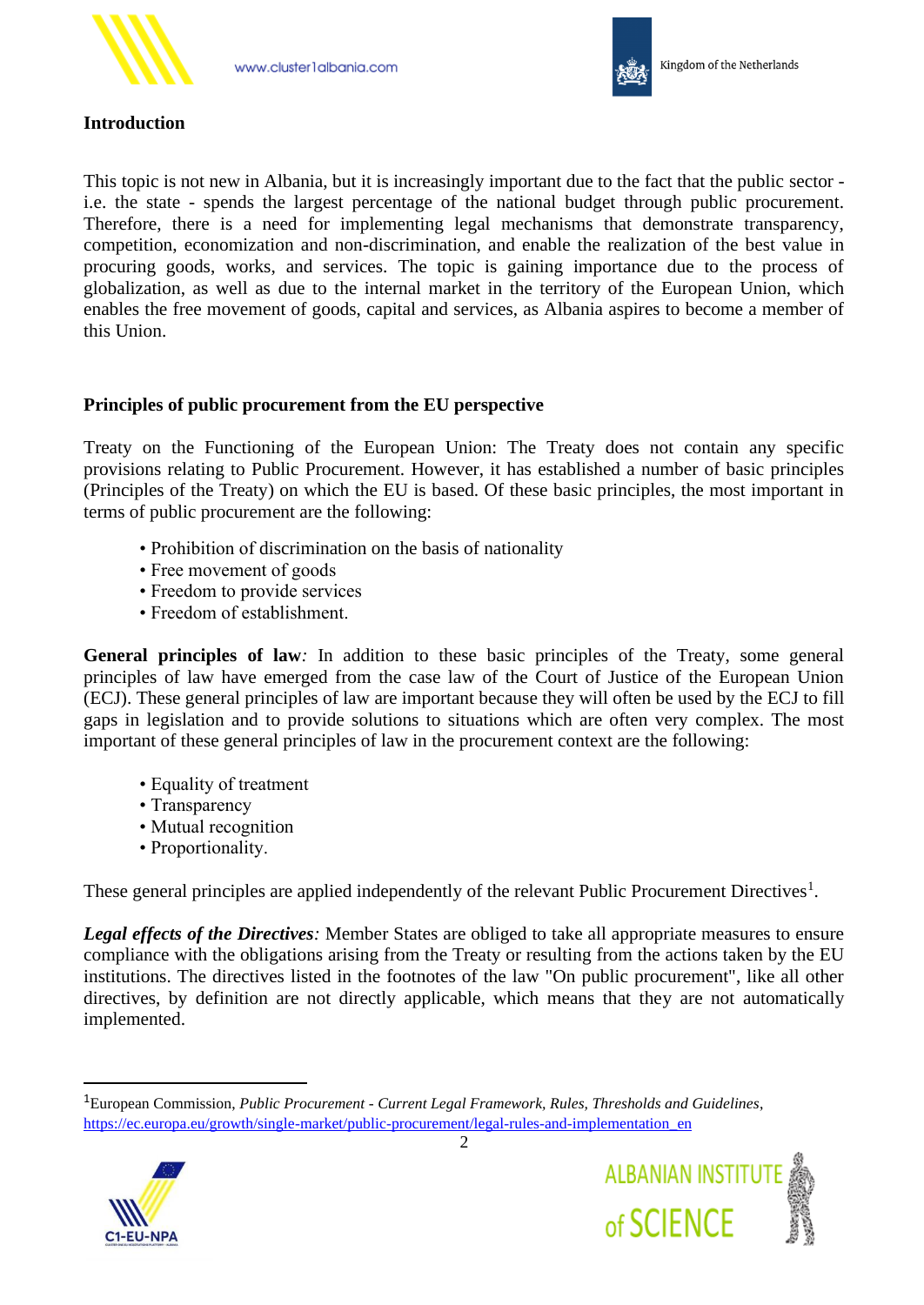## Introduction

This topic is not new in Albania, but it is increasingly important due to the fact that the public sector - i.e. the state - spends the largest percentage of the national budget through public procurement. Therefore, there is a need for implementing legal mechanisms that demonstrate transparency, competition, economization and non-discrimination, and enable the realization of the best value in procuring goods, works, and services. The topic is gaining importance due to the process of globalization, as well as due to the internal market in the territory of the European Union, which enables the free movement of goods, capital and services, as Albania aspires to become a member of this Union.

## Principles of public procurement from the EU perspective

Treaty on the Functioning of the European Union: The Treaty does not contain any specific provisions relating to Public Procurement. However, it has established a number of basic principles (Principles of the Treaty) on which the EU is based. Of these basic principles, the most important in terms of public procurement are the following:

- Prohibition of discrimination on the basis of nationality
- Free movement of goods
- Freedom to provide services
- Freedom of establishment.

**General principles of law***:* In addition to these basic principles of the Treaty, some general principles of law have emerged from the case law of the Court of Justice of the European Union (ECJ). These general principles of law are important because they will often be used by the ECJ to fill gaps in legislation and to provide solutions to situations which are often very complex. The most important of these general principles of law in the procurement context are the following:

- Equality of treatment
- Transparency
- Mutual recognition
- Proportionality.

These general principles are applied independently of the relevant Public Procurement Directives[1].

***Legal effects of the Directives****:* Member States are obliged to take all appropriate measures to ensure compliance with the obligations arising from the Treaty or resulting from the actions taken by the EU institutions. The directives listed in the footnotes of the law "On public procurement", like all other directives, by definition are not directly applicable, which means that they are not automatically implemented.

---

[1] European Commission, *Public Procurement - Current Legal Framework, Rules, Thresholds and Guidelines*, https://ec.europa.eu/growth/single-market/public-procurement/legal-rules-and-implementation_en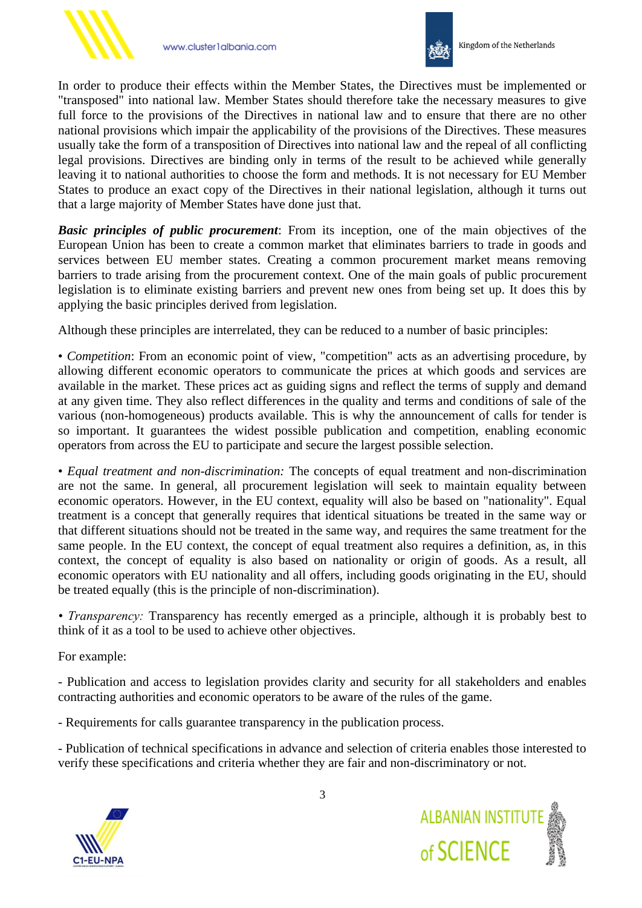In order to produce their effects within the Member States, the Directives must be implemented or "transposed" into national law. Member States should therefore take the necessary measures to give full force to the provisions of the Directives in national law and to ensure that there are no other national provisions which impair the applicability of the provisions of the Directives. These measures usually take the form of a transposition of Directives into national law and the repeal of all conflicting legal provisions. Directives are binding only in terms of the result to be achieved while generally leaving it to national authorities to choose the form and methods. It is not necessary for EU Member States to produce an exact copy of the Directives in their national legislation, although it turns out that a large majority of Member States have done just that.

***Basic principles of public procurement***: From its inception, one of the main objectives of the European Union has been to create a common market that eliminates barriers to trade in goods and services between EU member states. Creating a common procurement market means removing barriers to trade arising from the procurement context. One of the main goals of public procurement legislation is to eliminate existing barriers and prevent new ones from being set up. It does this by applying the basic principles derived from legislation.

Although these principles are interrelated, they can be reduced to a number of basic principles:

• *Competition*: From an economic point of view, "competition" acts as an advertising procedure, by allowing different economic operators to communicate the prices at which goods and services are available in the market. These prices act as guiding signs and reflect the terms of supply and demand at any given time. They also reflect differences in the quality and terms and conditions of sale of the various (non-homogeneous) products available. This is why the announcement of calls for tender is so important. It guarantees the widest possible publication and competition, enabling economic operators from across the EU to participate and secure the largest possible selection.

• *Equal treatment and non-discrimination:* The concepts of equal treatment and non-discrimination are not the same. In general, all procurement legislation will seek to maintain equality between economic operators. However, in the EU context, equality will also be based on "nationality". Equal treatment is a concept that generally requires that identical situations be treated in the same way or that different situations should not be treated in the same way, and requires the same treatment for the same people. In the EU context, the concept of equal treatment also requires a definition, as, in this context, the concept of equality is also based on nationality or origin of goods. As a result, all economic operators with EU nationality and all offers, including goods originating in the EU, should be treated equally (this is the principle of non-discrimination).

• *Transparency:* Transparency has recently emerged as a principle, although it is probably best to think of it as a tool to be used to achieve other objectives.

For example:

- Publication and access to legislation provides clarity and security for all stakeholders and enables contracting authorities and economic operators to be aware of the rules of the game.

- Requirements for calls guarantee transparency in the publication process.

- Publication of technical specifications in advance and selection of criteria enables those interested to verify these specifications and criteria whether they are fair and non-discriminatory or not.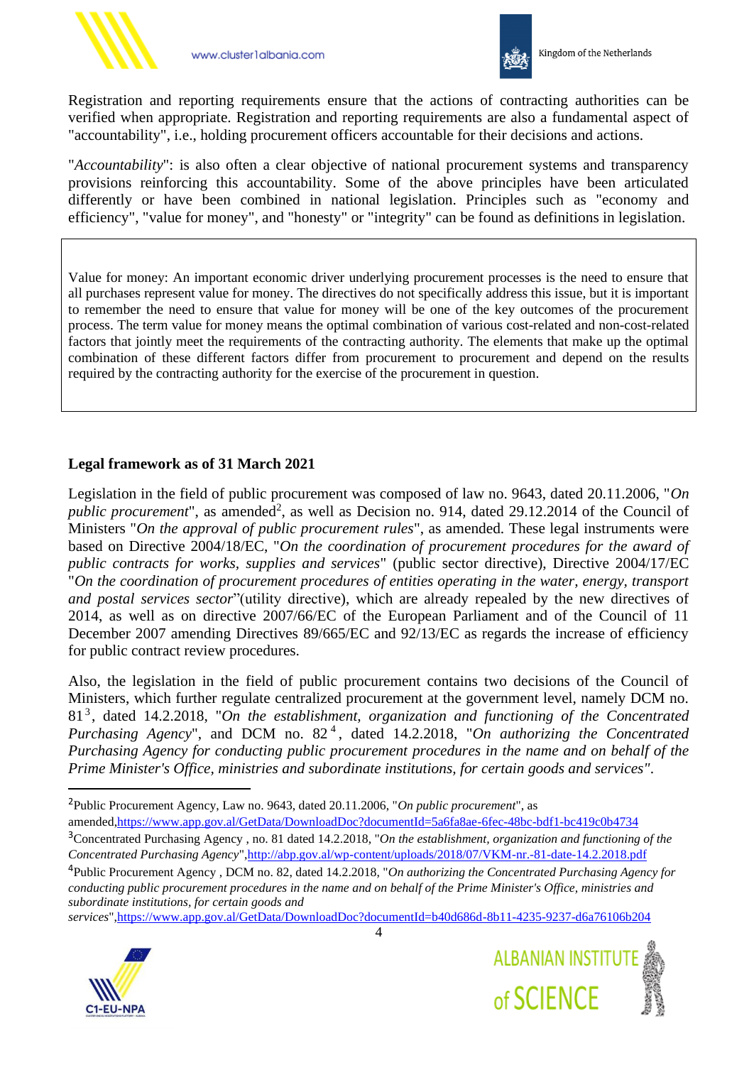Registration and reporting requirements ensure that the actions of contracting authorities can be verified when appropriate. Registration and reporting requirements are also a fundamental aspect of "accountability", i.e., holding procurement officers accountable for their decisions and actions.

"*Accountability*": is also often a clear objective of national procurement systems and transparency provisions reinforcing this accountability. Some of the above principles have been articulated differently or have been combined in national legislation. Principles such as "economy and efficiency", "value for money", and "honesty" or "integrity" can be found as definitions in legislation.

> Value for money: An important economic driver underlying procurement processes is the need to ensure that all purchases represent value for money. The directives do not specifically address this issue, but it is important to remember the need to ensure that value for money will be one of the key outcomes of the procurement process. The term value for money means the optimal combination of various cost-related and non-cost-related factors that jointly meet the requirements of the contracting authority. The elements that make up the optimal combination of these different factors differ from procurement to procurement and depend on the results required by the contracting authority for the exercise of the procurement in question.

**Legal framework as of 31 March 2021**

Legislation in the field of public procurement was composed of law no. 9643, dated 20.11.2006, "*On public procurement*", as amended[2], as well as Decision no. 914, dated 29.12.2014 of the Council of Ministers "*On the approval of public procurement rules*", as amended. These legal instruments were based on Directive 2004/18/EC, "*On the coordination of procurement procedures for the award of public contracts for works, supplies and services*" (public sector directive), Directive 2004/17/EC "*On the coordination of procurement procedures of entities operating in the water, energy, transport and postal services sector*"(utility directive), which are already repealed by the new directives of 2014, as well as on directive 2007/66/EC of the European Parliament and of the Council of 11 December 2007 amending Directives 89/665/EC and 92/13/EC as regards the increase of efficiency for public contract review procedures.

Also, the legislation in the field of public procurement contains two decisions of the Council of Ministers, which further regulate centralized procurement at the government level, namely DCM no. 81[3], dated 14.2.2018, "*On the establishment, organization and functioning of the Concentrated Purchasing Agency*", and DCM no. 82[4], dated 14.2.2018, "*On authorizing the Concentrated Purchasing Agency for conducting public procurement procedures in the name and on behalf of the Prime Minister's Office, ministries and subordinate institutions, for certain goods and services*".

---

[2] Public Procurement Agency, Law no. 9643, dated 20.11.2006, "*On public procurement*", as amended,https://www.app.gov.al/GetData/DownloadDoc?documentId=5a6fa8ae-6fec-48bc-bdf1-bc419c0b4734

[3] Concentrated Purchasing Agency , no. 81 dated 14.2.2018, "*On the establishment, organization and functioning of the Concentrated Purchasing Agency*",http://abp.gov.al/wp-content/uploads/2018/07/VKM-nr.-81-date-14.2.2018.pdf

[4] Public Procurement Agency , DCM no. 82, dated 14.2.2018, "*On authorizing the Concentrated Purchasing Agency for conducting public procurement procedures in the name and on behalf of the Prime Minister's Office, ministries and subordinate institutions, for certain goods and services*",https://www.app.gov.al/GetData/DownloadDoc?documentId=b40d686d-8b11-4235-9237-d6a76106b204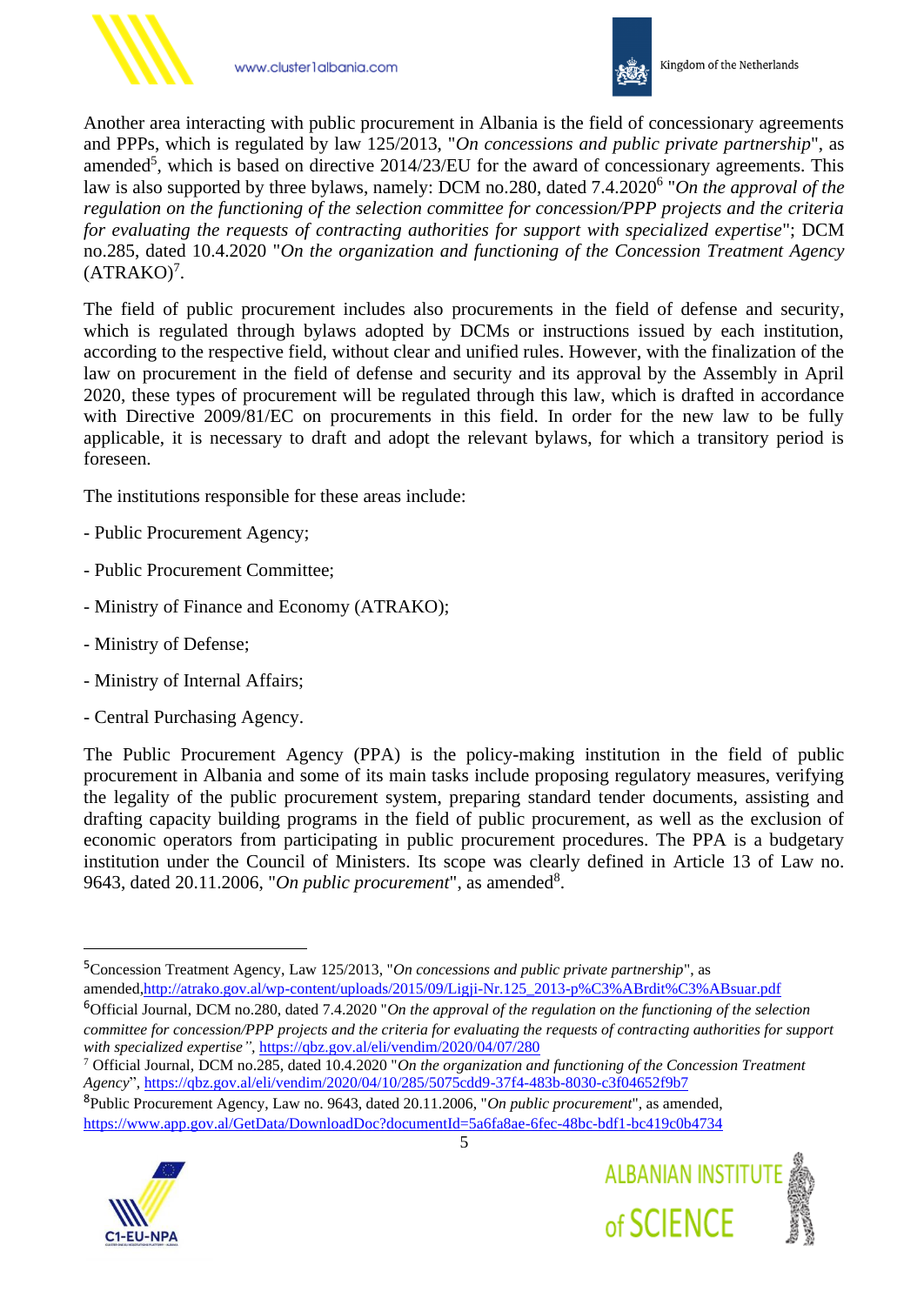Another area interacting with public procurement in Albania is the field of concessionary agreements and PPPs, which is regulated by law 125/2013, "*On concessions and public private partnership*", as amended[5], which is based on directive 2014/23/EU for the award of concessionary agreements. This law is also supported by three bylaws, namely: DCM no.280, dated 7.4.2020[6] "*On the approval of the regulation on the functioning of the selection committee for concession/PPP projects and the criteria for evaluating the requests of contracting authorities for support with specialized expertise*"; DCM no.285, dated 10.4.2020 "*On the organization and functioning of the Concession Treatment Agency* (ATRAKO)[7].

The field of public procurement includes also procurements in the field of defense and security, which is regulated through bylaws adopted by DCMs or instructions issued by each institution, according to the respective field, without clear and unified rules. However, with the finalization of the law on procurement in the field of defense and security and its approval by the Assembly in April 2020, these types of procurement will be regulated through this law, which is drafted in accordance with Directive 2009/81/EC on procurements in this field. In order for the new law to be fully applicable, it is necessary to draft and adopt the relevant bylaws, for which a transitory period is foreseen.

The institutions responsible for these areas include:

- Public Procurement Agency;

- Public Procurement Committee;

- Ministry of Finance and Economy (ATRAKO);

- Ministry of Defense;

- Ministry of Internal Affairs;

- Central Purchasing Agency.

The Public Procurement Agency (PPA) is the policy-making institution in the field of public procurement in Albania and some of its main tasks include proposing regulatory measures, verifying the legality of the public procurement system, preparing standard tender documents, assisting and drafting capacity building programs in the field of public procurement, as well as the exclusion of economic operators from participating in public procurement procedures. The PPA is a budgetary institution under the Council of Ministers. Its scope was clearly defined in Article 13 of Law no. 9643, dated 20.11.2006, "*On public procurement*", as amended[8].

---

[5] Concession Treatment Agency, Law 125/2013, "*On concessions and public private partnership*", as amended,http://atrako.gov.al/wp-content/uploads/2015/09/Ligji-Nr.125_2013-p%C3%ABrdit%C3%ABsuar.pdf

[6] Official Journal, DCM no.280, dated 7.4.2020 "*On the approval of the regulation on the functioning of the selection committee for concession/PPP projects and the criteria for evaluating the requests of contracting authorities for support with specialized expertise"*, https://qbz.gov.al/eli/vendim/2020/04/07/280

[7] Official Journal, DCM no.285, dated 10.4.2020 "*On the organization and functioning of the Concession Treatment Agency*", https://qbz.gov.al/eli/vendim/2020/04/10/285/5075cdd9-37f4-483b-8030-c3f04652f9b7

[8] Public Procurement Agency, Law no. 9643, dated 20.11.2006, "*On public procurement*", as amended, https://www.app.gov.al/GetData/DownloadDoc?documentId=5a6fa8ae-6fec-48bc-bdf1-bc419c0b4734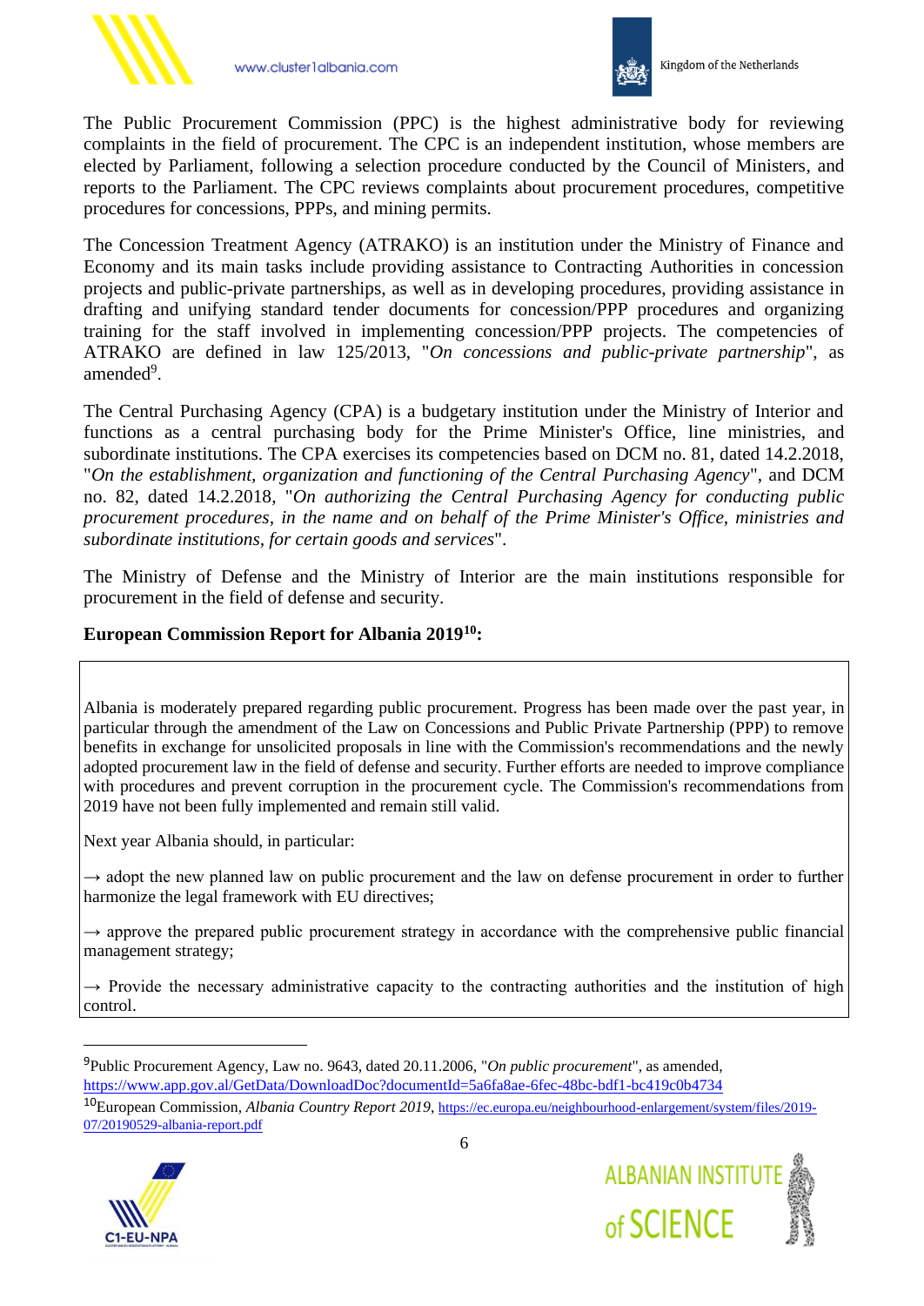The Public Procurement Commission (PPC) is the highest administrative body for reviewing complaints in the field of procurement. The CPC is an independent institution, whose members are elected by Parliament, following a selection procedure conducted by the Council of Ministers, and reports to the Parliament. The CPC reviews complaints about procurement procedures, competitive procedures for concessions, PPPs, and mining permits.

The Concession Treatment Agency (ATRAKO) is an institution under the Ministry of Finance and Economy and its main tasks include providing assistance to Contracting Authorities in concession projects and public-private partnerships, as well as in developing procedures, providing assistance in drafting and unifying standard tender documents for concession/PPP procedures and organizing training for the staff involved in implementing concession/PPP projects. The competencies of ATRAKO are defined in law 125/2013, "*On concessions and public-private partnership*", as amended[9].

The Central Purchasing Agency (CPA) is a budgetary institution under the Ministry of Interior and functions as a central purchasing body for the Prime Minister's Office, line ministries, and subordinate institutions. The CPA exercises its competencies based on DCM no. 81, dated 14.2.2018, "*On the establishment, organization and functioning of the Central Purchasing Agency*", and DCM no. 82, dated 14.2.2018, "*On authorizing the Central Purchasing Agency for conducting public procurement procedures, in the name and on behalf of the Prime Minister's Office, ministries and subordinate institutions, for certain goods and services*".

The Ministry of Defense and the Ministry of Interior are the main institutions responsible for procurement in the field of defense and security.

**European Commission Report for Albania 2019[10]:**

> Albania is moderately prepared regarding public procurement. Progress has been made over the past year, in particular through the amendment of the Law on Concessions and Public Private Partnership (PPP) to remove benefits in exchange for unsolicited proposals in line with the Commission's recommendations and the newly adopted procurement law in the field of defense and security. Further efforts are needed to improve compliance with procedures and prevent corruption in the procurement cycle. The Commission's recommendations from 2019 have not been fully implemented and remain still valid.
>
> Next year Albania should, in particular:
>
> → adopt the new planned law on public procurement and the law on defense procurement in order to further harmonize the legal framework with EU directives;
>
> → approve the prepared public procurement strategy in accordance with the comprehensive public financial management strategy;
>
> → Provide the necessary administrative capacity to the contracting authorities and the institution of high control.

[9] Public Procurement Agency, Law no. 9643, dated 20.11.2006, "*On public procurement*", as amended, https://www.app.gov.al/GetData/DownloadDoc?documentId=5a6fa8ae-6fec-48bc-bdf1-bc419c0b4734

[10] European Commission, *Albania Country Report 2019*, https://ec.europa.eu/neighbourhood-enlargement/system/files/2019-07/20190529-albania-report.pdf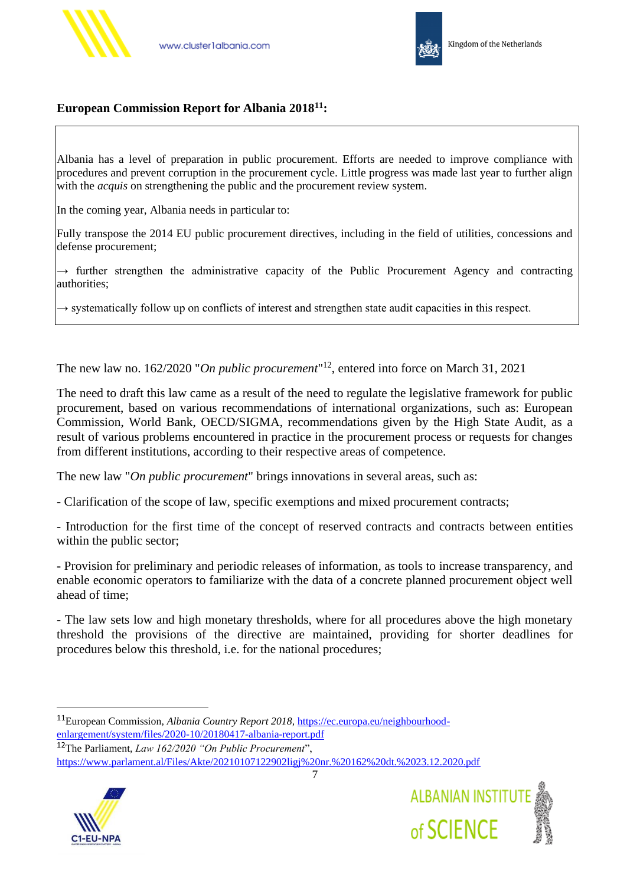**European Commission Report for Albania 2018**[11]**:**

> Albania has a level of preparation in public procurement. Efforts are needed to improve compliance with procedures and prevent corruption in the procurement cycle. Little progress was made last year to further align with the *acquis* on strengthening the public and the procurement review system.
>
> In the coming year, Albania needs in particular to:
>
> Fully transpose the 2014 EU public procurement directives, including in the field of utilities, concessions and defense procurement;
>
> → further strengthen the administrative capacity of the Public Procurement Agency and contracting authorities;
>
> → systematically follow up on conflicts of interest and strengthen state audit capacities in this respect.

The new law no. 162/2020 "*On public procurement*"[12], entered into force on March 31, 2021

The need to draft this law came as a result of the need to regulate the legislative framework for public procurement, based on various recommendations of international organizations, such as: European Commission, World Bank, OECD/SIGMA, recommendations given by the High State Audit, as a result of various problems encountered in practice in the procurement process or requests for changes from different institutions, according to their respective areas of competence.

The new law "*On public procurement*" brings innovations in several areas, such as:

- Clarification of the scope of law, specific exemptions and mixed procurement contracts;

- Introduction for the first time of the concept of reserved contracts and contracts between entities within the public sector;

- Provision for preliminary and periodic releases of information, as tools to increase transparency, and enable economic operators to familiarize with the data of a concrete planned procurement object well ahead of time;

- The law sets low and high monetary thresholds, where for all procedures above the high monetary threshold the provisions of the directive are maintained, providing for shorter deadlines for procedures below this threshold, i.e. for the national procedures;

---

[11] European Commission, *Albania Country Report 2018*, https://ec.europa.eu/neighbourhood-enlargement/system/files/2020-10/20180417-albania-report.pdf

[12] The Parliament, *Law 162/2020 "On Public Procurement"*, https://www.parlament.al/Files/Akte/20210107122902ligj%20nr.%20162%20dt.%2023.12.2020.pdf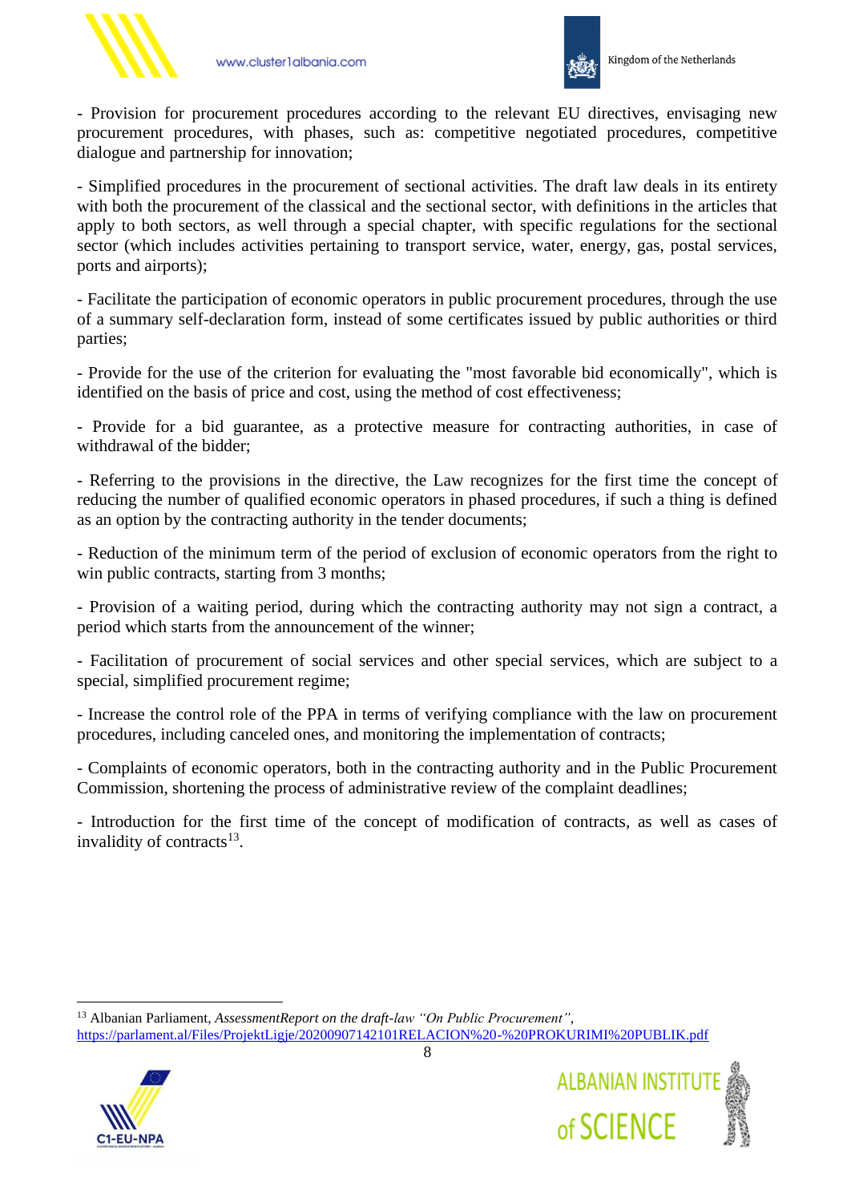- Provision for procurement procedures according to the relevant EU directives, envisaging new procurement procedures, with phases, such as: competitive negotiated procedures, competitive dialogue and partnership for innovation;

- Simplified procedures in the procurement of sectional activities. The draft law deals in its entirety with both the procurement of the classical and the sectional sector, with definitions in the articles that apply to both sectors, as well through a special chapter, with specific regulations for the sectional sector (which includes activities pertaining to transport service, water, energy, gas, postal services, ports and airports);

- Facilitate the participation of economic operators in public procurement procedures, through the use of a summary self-declaration form, instead of some certificates issued by public authorities or third parties;

- Provide for the use of the criterion for evaluating the "most favorable bid economically", which is identified on the basis of price and cost, using the method of cost effectiveness;

- Provide for a bid guarantee, as a protective measure for contracting authorities, in case of withdrawal of the bidder;

- Referring to the provisions in the directive, the Law recognizes for the first time the concept of reducing the number of qualified economic operators in phased procedures, if such a thing is defined as an option by the contracting authority in the tender documents;

- Reduction of the minimum term of the period of exclusion of economic operators from the right to win public contracts, starting from 3 months;

- Provision of a waiting period, during which the contracting authority may not sign a contract, a period which starts from the announcement of the winner;

- Facilitation of procurement of social services and other special services, which are subject to a special, simplified procurement regime;

- Increase the control role of the PPA in terms of verifying compliance with the law on procurement procedures, including canceled ones, and monitoring the implementation of contracts;

- Complaints of economic operators, both in the contracting authority and in the Public Procurement Commission, shortening the process of administrative review of the complaint deadlines;

- Introduction for the first time of the concept of modification of contracts, as well as cases of invalidity of contracts[13].

---

[13] Albanian Parliament, *AssessmentReport on the draft-law "On Public Procurement"*, https://parlament.al/Files/ProjektLigje/20200907142101RELACION%20-%20PROKURIMI%20PUBLIK.pdf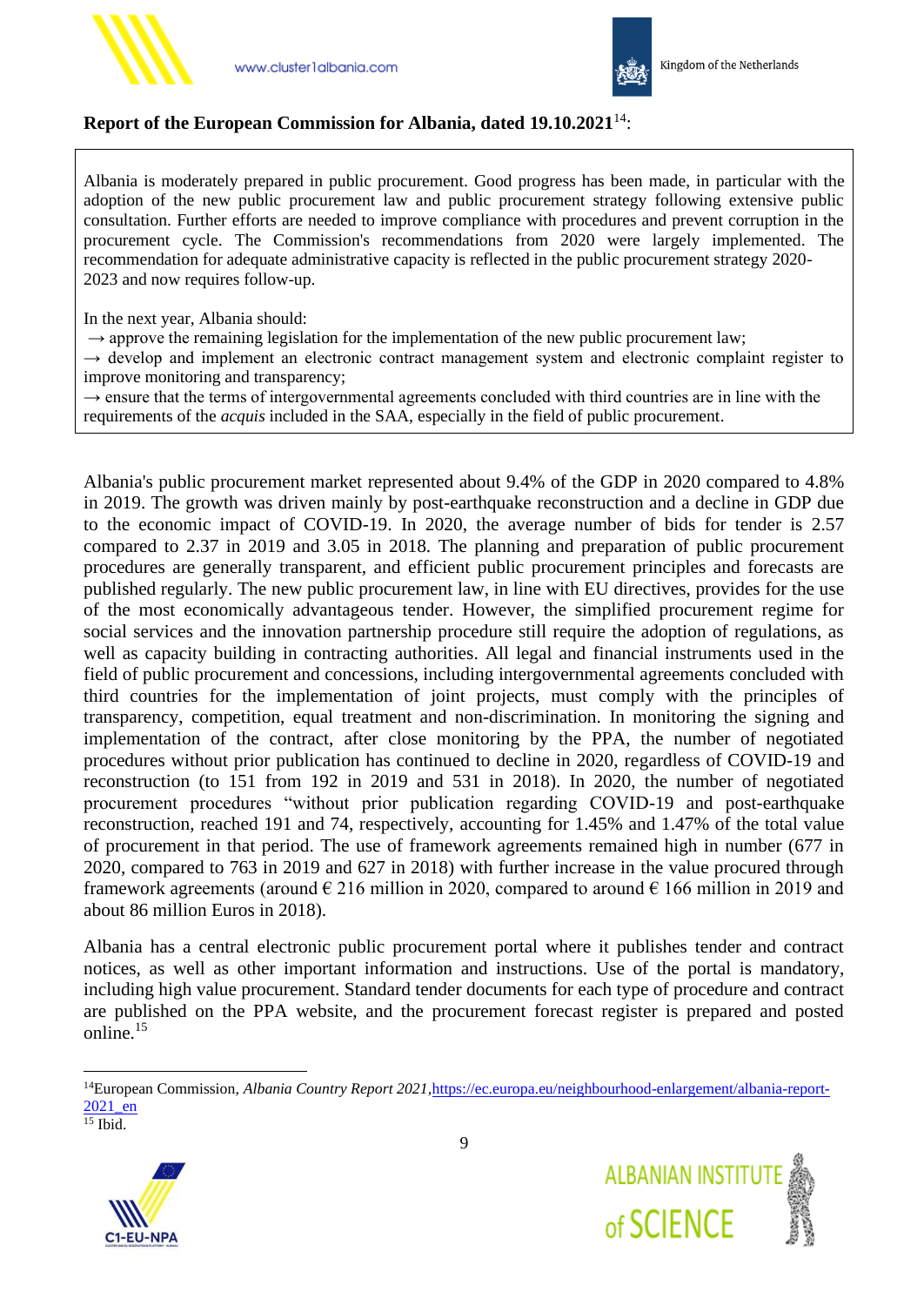**Report of the European Commission for Albania, dated 19.10.2021**[14]:

> Albania is moderately prepared in public procurement. Good progress has been made, in particular with the adoption of the new public procurement law and public procurement strategy following extensive public consultation. Further efforts are needed to improve compliance with procedures and prevent corruption in the procurement cycle. The Commission's recommendations from 2020 were largely implemented. The recommendation for adequate administrative capacity is reflected in the public procurement strategy 2020-2023 and now requires follow-up.
>
> In the next year, Albania should:
>
> → approve the remaining legislation for the implementation of the new public procurement law;
>
> → develop and implement an electronic contract management system and electronic complaint register to improve monitoring and transparency;
>
> → ensure that the terms of intergovernmental agreements concluded with third countries are in line with the requirements of the *acquis* included in the SAA, especially in the field of public procurement.

Albania's public procurement market represented about 9.4% of the GDP in 2020 compared to 4.8% in 2019. The growth was driven mainly by post-earthquake reconstruction and a decline in GDP due to the economic impact of COVID-19. In 2020, the average number of bids for tender is 2.57 compared to 2.37 in 2019 and 3.05 in 2018. The planning and preparation of public procurement procedures are generally transparent, and efficient public procurement principles and forecasts are published regularly. The new public procurement law, in line with EU directives, provides for the use of the most economically advantageous tender. However, the simplified procurement regime for social services and the innovation partnership procedure still require the adoption of regulations, as well as capacity building in contracting authorities. All legal and financial instruments used in the field of public procurement and concessions, including intergovernmental agreements concluded with third countries for the implementation of joint projects, must comply with the principles of transparency, competition, equal treatment and non-discrimination. In monitoring the signing and implementation of the contract, after close monitoring by the PPA, the number of negotiated procedures without prior publication has continued to decline in 2020, regardless of COVID-19 and reconstruction (to 151 from 192 in 2019 and 531 in 2018). In 2020, the number of negotiated procurement procedures "without prior publication regarding COVID-19 and post-earthquake reconstruction, reached 191 and 74, respectively, accounting for 1.45% and 1.47% of the total value of procurement in that period. The use of framework agreements remained high in number (677 in 2020, compared to 763 in 2019 and 627 in 2018) with further increase in the value procured through framework agreements (around € 216 million in 2020, compared to around € 166 million in 2019 and about 86 million Euros in 2018).

Albania has a central electronic public procurement portal where it publishes tender and contract notices, as well as other important information and instructions. Use of the portal is mandatory, including high value procurement. Standard tender documents for each type of procedure and contract are published on the PPA website, and the procurement forecast register is prepared and posted online.[15]

---

[14] European Commission, *Albania Country Report 2021*, https://ec.europa.eu/neighbourhood-enlargement/albania-report-2021_en

[15] Ibid.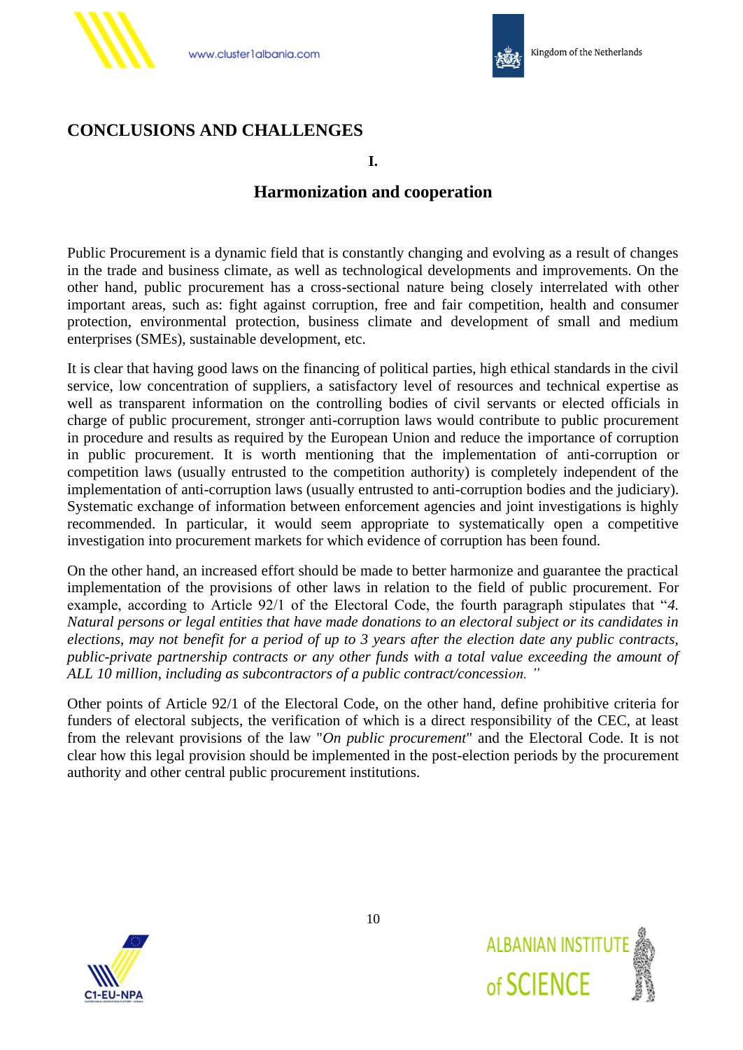## CONCLUSIONS AND CHALLENGES

### I.

### Harmonization and cooperation

Public Procurement is a dynamic field that is constantly changing and evolving as a result of changes in the trade and business climate, as well as technological developments and improvements. On the other hand, public procurement has a cross-sectional nature being closely interrelated with other important areas, such as: fight against corruption, free and fair competition, health and consumer protection, environmental protection, business climate and development of small and medium enterprises (SMEs), sustainable development, etc.

It is clear that having good laws on the financing of political parties, high ethical standards in the civil service, low concentration of suppliers, a satisfactory level of resources and technical expertise as well as transparent information on the controlling bodies of civil servants or elected officials in charge of public procurement, stronger anti-corruption laws would contribute to public procurement in procedure and results as required by the European Union and reduce the importance of corruption in public procurement. It is worth mentioning that the implementation of anti-corruption or competition laws (usually entrusted to the competition authority) is completely independent of the implementation of anti-corruption laws (usually entrusted to anti-corruption bodies and the judiciary). Systematic exchange of information between enforcement agencies and joint investigations is highly recommended. In particular, it would seem appropriate to systematically open a competitive investigation into procurement markets for which evidence of corruption has been found.

On the other hand, an increased effort should be made to better harmonize and guarantee the practical implementation of the provisions of other laws in relation to the field of public procurement. For example, according to Article 92/1 of the Electoral Code, the fourth paragraph stipulates that "*4. Natural persons or legal entities that have made donations to an electoral subject or its candidates in elections, may not benefit for a period of up to 3 years after the election date any public contracts, public-private partnership contracts or any other funds with a total value exceeding the amount of ALL 10 million, including as subcontractors of a public contract/concession.* "

Other points of Article 92/1 of the Electoral Code, on the other hand, define prohibitive criteria for funders of electoral subjects, the verification of which is a direct responsibility of the CEC, at least from the relevant provisions of the law "*On public procurement*" and the Electoral Code. It is not clear how this legal provision should be implemented in the post-election periods by the procurement authority and other central public procurement institutions.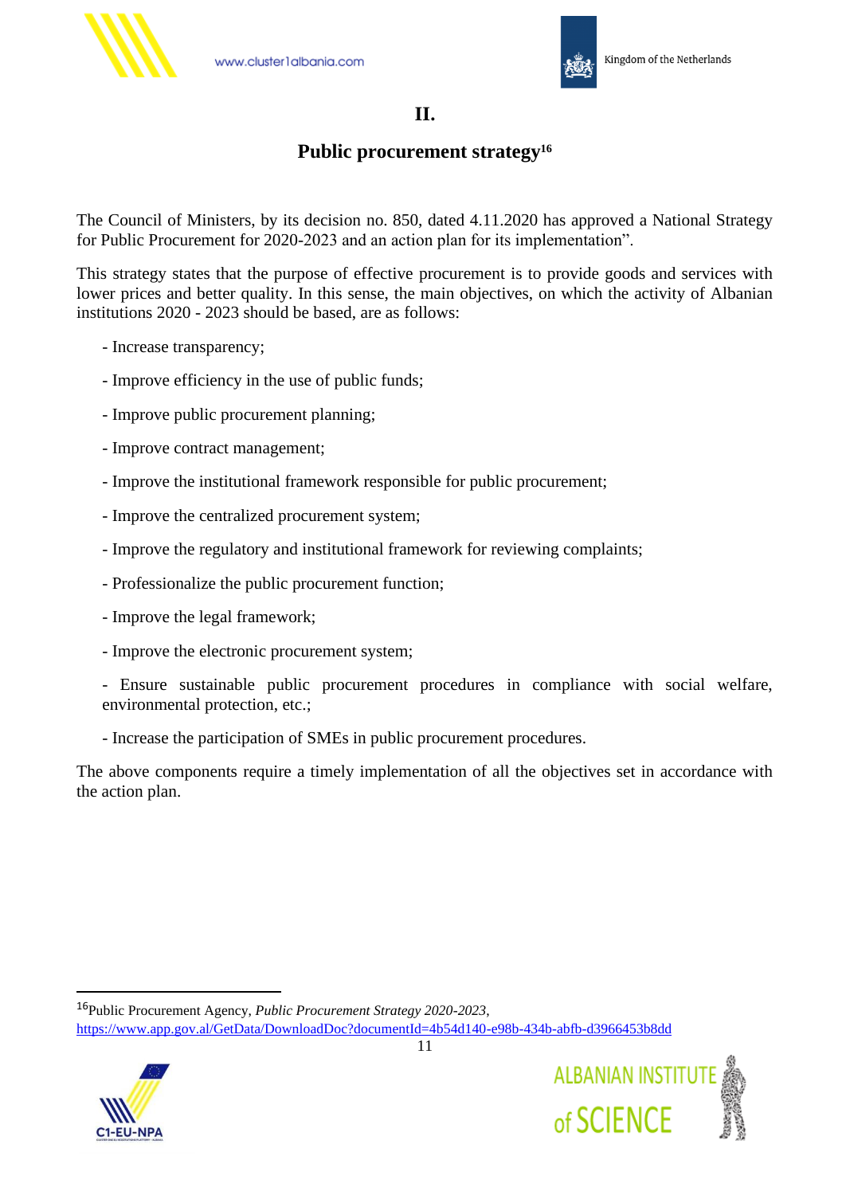## II.

## Public procurement strategy[16]

The Council of Ministers, by its decision no. 850, dated 4.11.2020 has approved a National Strategy for Public Procurement for 2020-2023 and an action plan for its implementation".

This strategy states that the purpose of effective procurement is to provide goods and services with lower prices and better quality. In this sense, the main objectives, on which the activity of Albanian institutions 2020 - 2023 should be based, are as follows:

- Increase transparency;
- Improve efficiency in the use of public funds;
- Improve public procurement planning;
- Improve contract management;
- Improve the institutional framework responsible for public procurement;
- Improve the centralized procurement system;
- Improve the regulatory and institutional framework for reviewing complaints;
- Professionalize the public procurement function;
- Improve the legal framework;
- Improve the electronic procurement system;
- Ensure sustainable public procurement procedures in compliance with social welfare, environmental protection, etc.;
- Increase the participation of SMEs in public procurement procedures.

The above components require a timely implementation of all the objectives set in accordance with the action plan.

[16] Public Procurement Agency, *Public Procurement Strategy 2020-2023*, https://www.app.gov.al/GetData/DownloadDoc?documentId=4b54d140-e98b-434b-abfb-d3966453b8dd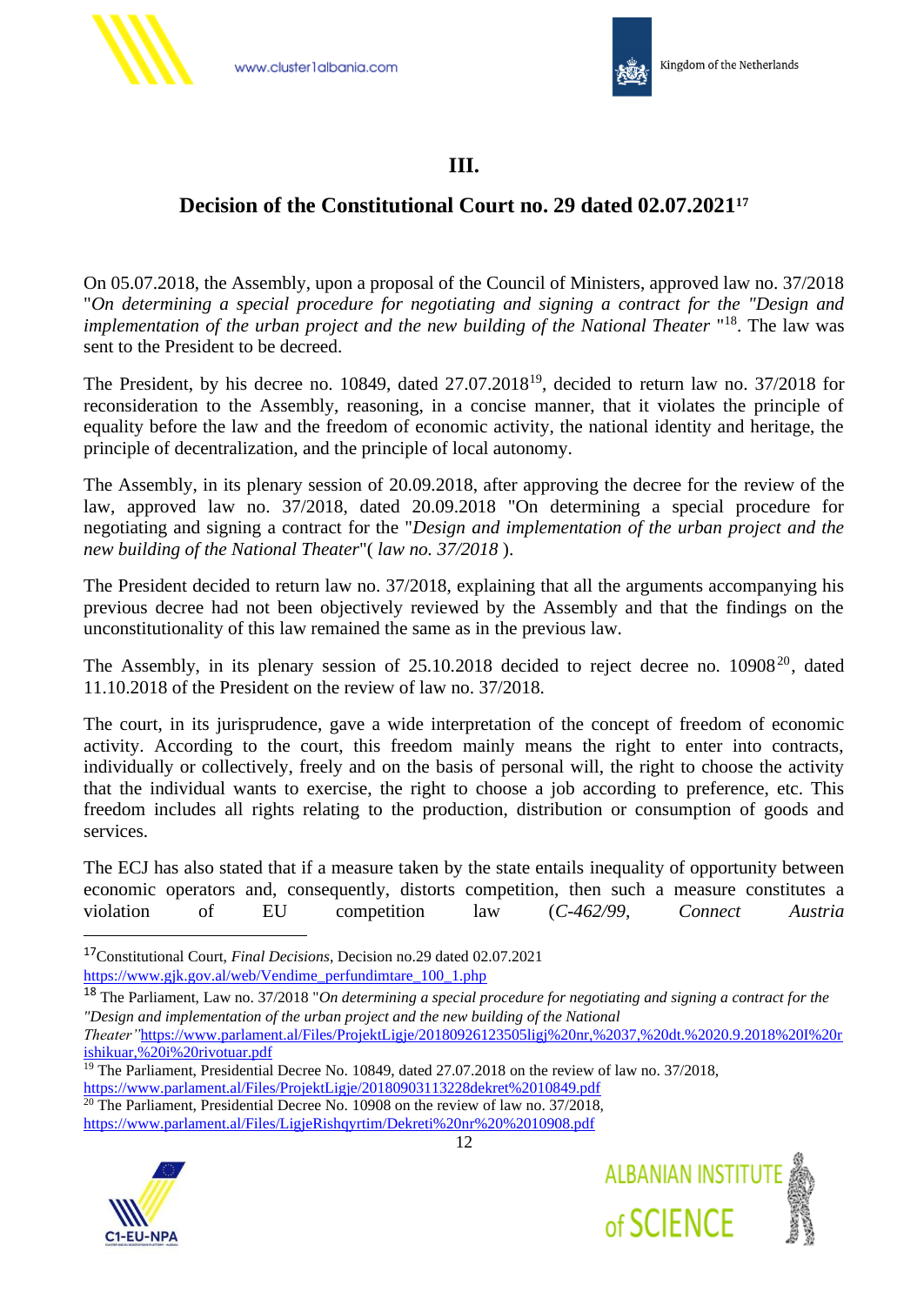## III.

## Decision of the Constitutional Court no. 29 dated 02.07.2021[17]

On 05.07.2018, the Assembly, upon a proposal of the Council of Ministers, approved law no. 37/2018 "*On determining a special procedure for negotiating and signing a contract for the "Design and implementation of the urban project and the new building of the National Theater* "[18]. The law was sent to the President to be decreed.

The President, by his decree no. 10849, dated 27.07.2018[19], decided to return law no. 37/2018 for reconsideration to the Assembly, reasoning, in a concise manner, that it violates the principle of equality before the law and the freedom of economic activity, the national identity and heritage, the principle of decentralization, and the principle of local autonomy.

The Assembly, in its plenary session of 20.09.2018, after approving the decree for the review of the law, approved law no. 37/2018, dated 20.09.2018 "On determining a special procedure for negotiating and signing a contract for the "*Design and implementation of the urban project and the new building of the National Theater*"( *law no. 37/2018* ).

The President decided to return law no. 37/2018, explaining that all the arguments accompanying his previous decree had not been objectively reviewed by the Assembly and that the findings on the unconstitutionality of this law remained the same as in the previous law.

The Assembly, in its plenary session of 25.10.2018 decided to reject decree no. 10908[20], dated 11.10.2018 of the President on the review of law no. 37/2018.

The court, in its jurisprudence, gave a wide interpretation of the concept of freedom of economic activity. According to the court, this freedom mainly means the right to enter into contracts, individually or collectively, freely and on the basis of personal will, the right to choose the activity that the individual wants to exercise, the right to choose a job according to preference, etc. This freedom includes all rights relating to the production, distribution or consumption of goods and services.

The ECJ has also stated that if a measure taken by the state entails inequality of opportunity between economic operators and, consequently, distorts competition, then such a measure constitutes a violation of EU competition law (*C-462/99, Connect Austria*

---

[17] Constitutional Court, *Final Decisions*, Decision no.29 dated 02.07.2021 https://www.gjk.gov.al/web/Vendime_perfundimtare_100_1.php

[18] The Parliament, Law no. 37/2018 "*On determining a special procedure for negotiating and signing a contract for the "Design and implementation of the urban project and the new building of the National Theater"*https://www.parlament.al/Files/ProjektLigje/20180926123505ligj%20nr,%2037,%20dt.%2020.9.2018%20I%20rishikuar,%20i%20rivotuar.pdf

[19] The Parliament, Presidential Decree No. 10849, dated 27.07.2018 on the review of law no. 37/2018, https://www.parlament.al/Files/ProjektLigje/20180903113228dekret%2010849.pdf

[20] The Parliament, Presidential Decree No. 10908 on the review of law no. 37/2018, https://www.parlament.al/Files/LigjeRishqyrtim/Dekreti%20nr%20%2010908.pdf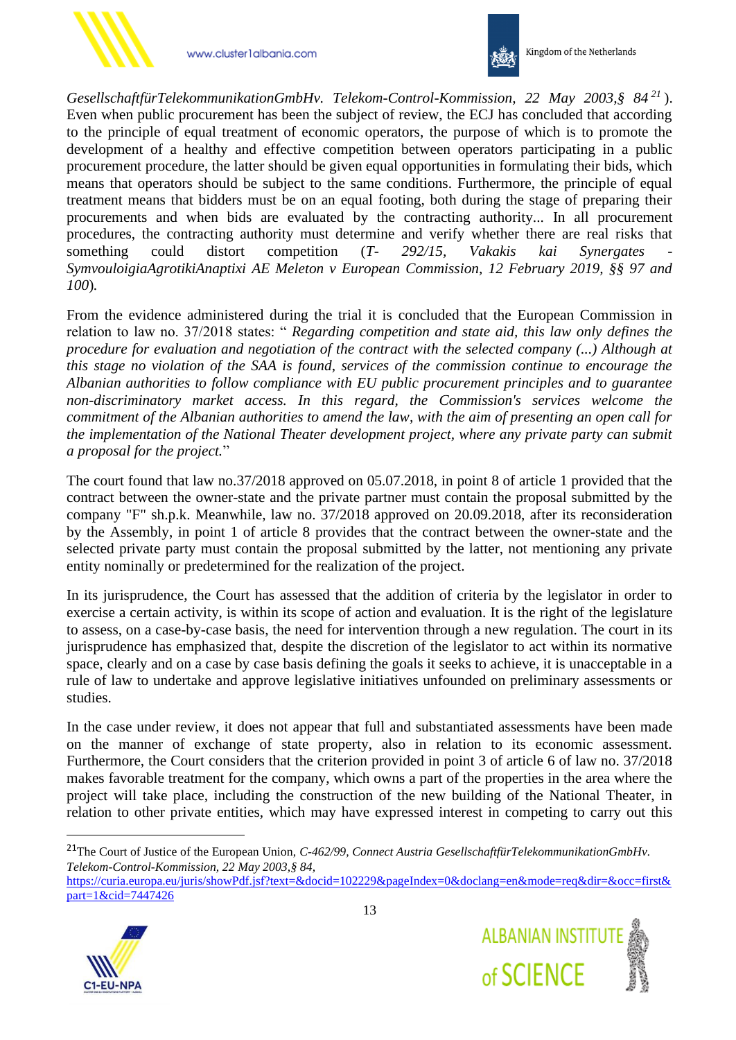*GesellschaftfürTelekommunikationGmbHv. Telekom-Control-Kommission, 22 May 2003,§ 84*[21]). Even when public procurement has been the subject of review, the ECJ has concluded that according to the principle of equal treatment of economic operators, the purpose of which is to promote the development of a healthy and effective competition between operators participating in a public procurement procedure, the latter should be given equal opportunities in formulating their bids, which means that operators should be subject to the same conditions. Furthermore, the principle of equal treatment means that bidders must be on an equal footing, both during the stage of preparing their procurements and when bids are evaluated by the contracting authority... In all procurement procedures, the contracting authority must determine and verify whether there are real risks that something could distort competition (*T- 292/15, Vakakis kai Synergates - SymvouloigiaAgrotikiAnaptixi AE Meleton v European Commission, 12 February 2019, §§ 97 and 100*).

From the evidence administered during the trial it is concluded that the European Commission in relation to law no. 37/2018 states: " *Regarding competition and state aid, this law only defines the procedure for evaluation and negotiation of the contract with the selected company (...) Although at this stage no violation of the SAA is found, services of the commission continue to encourage the Albanian authorities to follow compliance with EU public procurement principles and to guarantee non-discriminatory market access. In this regard, the Commission's services welcome the commitment of the Albanian authorities to amend the law, with the aim of presenting an open call for the implementation of the National Theater development project, where any private party can submit a proposal for the project.*"

The court found that law no.37/2018 approved on 05.07.2018, in point 8 of article 1 provided that the contract between the owner-state and the private partner must contain the proposal submitted by the company "F" sh.p.k. Meanwhile, law no. 37/2018 approved on 20.09.2018, after its reconsideration by the Assembly, in point 1 of article 8 provides that the contract between the owner-state and the selected private party must contain the proposal submitted by the latter, not mentioning any private entity nominally or predetermined for the realization of the project.

In its jurisprudence, the Court has assessed that the addition of criteria by the legislator in order to exercise a certain activity, is within its scope of action and evaluation. It is the right of the legislature to assess, on a case-by-case basis, the need for intervention through a new regulation. The court in its jurisprudence has emphasized that, despite the discretion of the legislator to act within its normative space, clearly and on a case by case basis defining the goals it seeks to achieve, it is unacceptable in a rule of law to undertake and approve legislative initiatives unfounded on preliminary assessments or studies.

In the case under review, it does not appear that full and substantiated assessments have been made on the manner of exchange of state property, also in relation to its economic assessment. Furthermore, the Court considers that the criterion provided in point 3 of article 6 of law no. 37/2018 makes favorable treatment for the company, which owns a part of the properties in the area where the project will take place, including the construction of the new building of the National Theater, in relation to other private entities, which may have expressed interest in competing to carry out this

---

[21] The Court of Justice of the European Union, *C-462/99, Connect Austria GesellschaftfürTelekommunikationGmbHv. Telekom-Control-Kommission, 22 May 2003,§ 84,* https://curia.europa.eu/juris/showPdf.jsf?text=&docid=102229&pageIndex=0&doclang=en&mode=req&dir=&occ=first&part=1&cid=7447426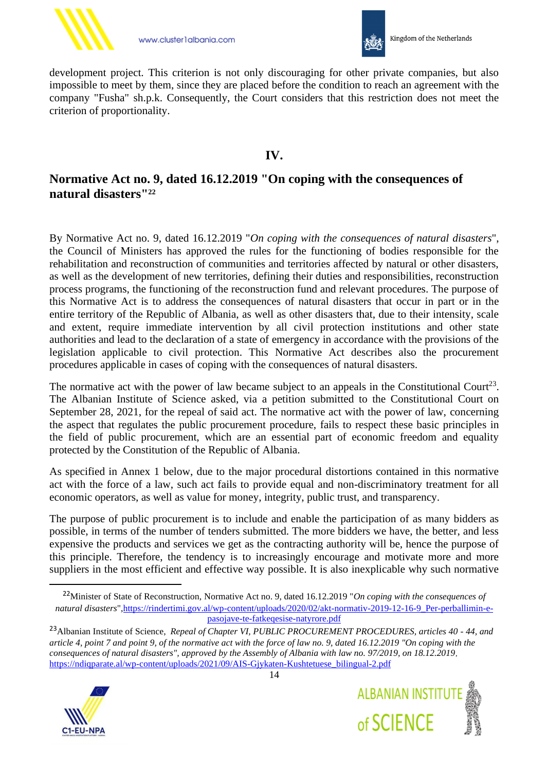development project. This criterion is not only discouraging for other private companies, but also impossible to meet by them, since they are placed before the condition to reach an agreement with the company "Fusha" sh.p.k. Consequently, the Court considers that this restriction does not meet the criterion of proportionality.

## IV.

## Normative Act no. 9, dated 16.12.2019 "On coping with the consequences of natural disasters"[22]

By Normative Act no. 9, dated 16.12.2019 "*On coping with the consequences of natural disasters*", the Council of Ministers has approved the rules for the functioning of bodies responsible for the rehabilitation and reconstruction of communities and territories affected by natural or other disasters, as well as the development of new territories, defining their duties and responsibilities, reconstruction process programs, the functioning of the reconstruction fund and relevant procedures. The purpose of this Normative Act is to address the consequences of natural disasters that occur in part or in the entire territory of the Republic of Albania, as well as other disasters that, due to their intensity, scale and extent, require immediate intervention by all civil protection institutions and other state authorities and lead to the declaration of a state of emergency in accordance with the provisions of the legislation applicable to civil protection. This Normative Act describes also the procurement procedures applicable in cases of coping with the consequences of natural disasters.

The normative act with the power of law became subject to an appeals in the Constitutional Court[23]. The Albanian Institute of Science asked, via a petition submitted to the Constitutional Court on September 28, 2021, for the repeal of said act. The normative act with the power of law, concerning the aspect that regulates the public procurement procedure, fails to respect these basic principles in the field of public procurement, which are an essential part of economic freedom and equality protected by the Constitution of the Republic of Albania.

As specified in Annex 1 below, due to the major procedural distortions contained in this normative act with the force of a law, such act fails to provide equal and non-discriminatory treatment for all economic operators, as well as value for money, integrity, public trust, and transparency.

The purpose of public procurement is to include and enable the participation of as many bidders as possible, in terms of the number of tenders submitted. The more bidders we have, the better, and less expensive the products and services we get as the contracting authority will be, hence the purpose of this principle. Therefore, the tendency is to increasingly encourage and motivate more and more suppliers in the most efficient and effective way possible. It is also inexplicable why such normative

---

[22] Minister of State of Reconstruction, Normative Act no. 9, dated 16.12.2019 "*On coping with the consequences of natural disasters*", https://rindertimi.gov.al/wp-content/uploads/2020/02/akt-normativ-2019-12-16-9_Per-perballimin-e-pasojave-te-fatkeqesise-natyrore.pdf

[23] Albanian Institute of Science, *Repeal of Chapter VI, PUBLIC PROCUREMENT PROCEDURES, articles 40 - 44, and article 4, point 7 and point 9, of the normative act with the force of law no. 9, dated 16.12.2019 "On coping with the consequences of natural disasters", approved by the Assembly of Albania with law no. 97/2019, on 18.12.2019*, https://ndiqparate.al/wp-content/uploads/2021/09/AIS-Gjykaten-Kushtetuese_bilingual-2.pdf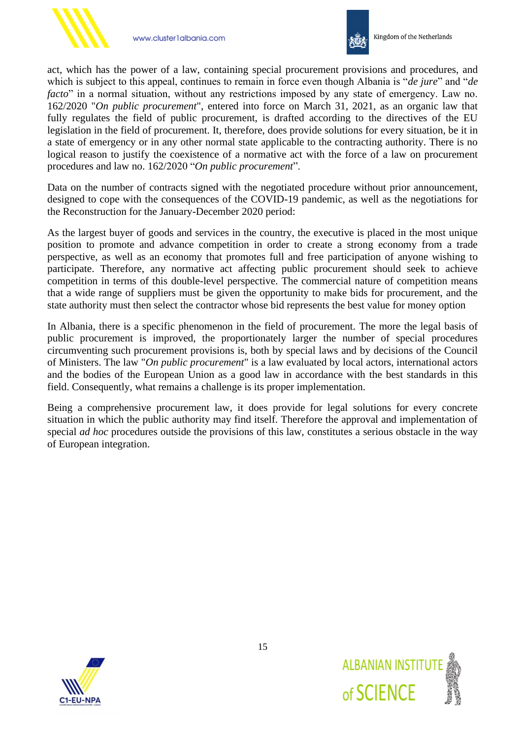act, which has the power of a law, containing special procurement provisions and procedures, and which is subject to this appeal, continues to remain in force even though Albania is "*de jure*" and "*de facto*" in a normal situation, without any restrictions imposed by any state of emergency. Law no. 162/2020 "*On public procurement*", entered into force on March 31, 2021, as an organic law that fully regulates the field of public procurement, is drafted according to the directives of the EU legislation in the field of procurement. It, therefore, does provide solutions for every situation, be it in a state of emergency or in any other normal state applicable to the contracting authority. There is no logical reason to justify the coexistence of a normative act with the force of a law on procurement procedures and law no. 162/2020 "*On public procurement*".

Data on the number of contracts signed with the negotiated procedure without prior announcement, designed to cope with the consequences of the COVID-19 pandemic, as well as the negotiations for the Reconstruction for the January-December 2020 period:

As the largest buyer of goods and services in the country, the executive is placed in the most unique position to promote and advance competition in order to create a strong economy from a trade perspective, as well as an economy that promotes full and free participation of anyone wishing to participate. Therefore, any normative act affecting public procurement should seek to achieve competition in terms of this double-level perspective. The commercial nature of competition means that a wide range of suppliers must be given the opportunity to make bids for procurement, and the state authority must then select the contractor whose bid represents the best value for money option

In Albania, there is a specific phenomenon in the field of procurement. The more the legal basis of public procurement is improved, the proportionately larger the number of special procedures circumventing such procurement provisions is, both by special laws and by decisions of the Council of Ministers. The law "*On public procurement*" is a law evaluated by local actors, international actors and the bodies of the European Union as a good law in accordance with the best standards in this field. Consequently, what remains a challenge is its proper implementation.

Being a comprehensive procurement law, it does provide for legal solutions for every concrete situation in which the public authority may find itself. Therefore the approval and implementation of special *ad hoc* procedures outside the provisions of this law, constitutes a serious obstacle in the way of European integration.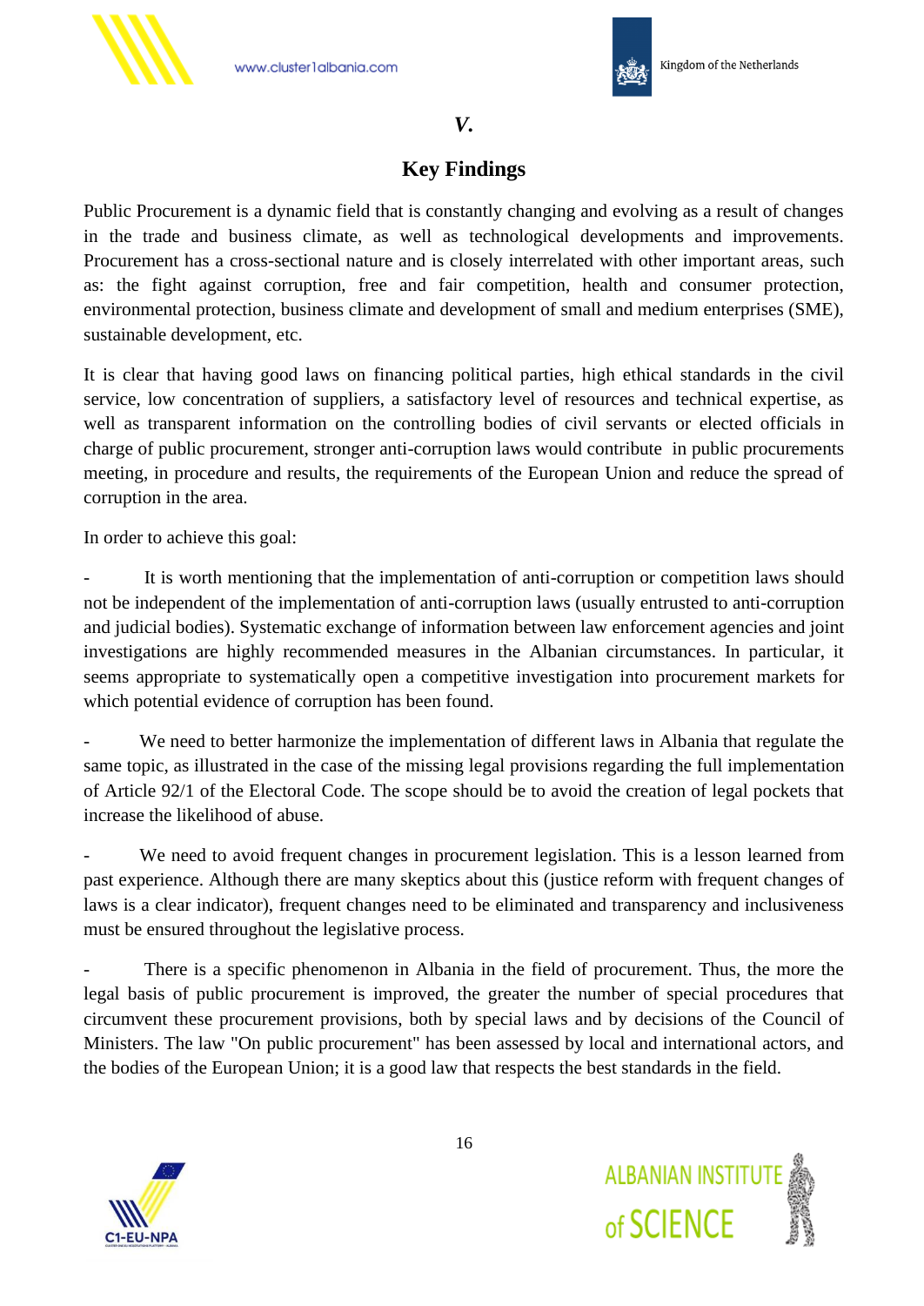## *V.*

## Key Findings

Public Procurement is a dynamic field that is constantly changing and evolving as a result of changes in the trade and business climate, as well as technological developments and improvements. Procurement has a cross-sectional nature and is closely interrelated with other important areas, such as: the fight against corruption, free and fair competition, health and consumer protection, environmental protection, business climate and development of small and medium enterprises (SME), sustainable development, etc.

It is clear that having good laws on financing political parties, high ethical standards in the civil service, low concentration of suppliers, a satisfactory level of resources and technical expertise, as well as transparent information on the controlling bodies of civil servants or elected officials in charge of public procurement, stronger anti-corruption laws would contribute in public procurements meeting, in procedure and results, the requirements of the European Union and reduce the spread of corruption in the area.

In order to achieve this goal:

- It is worth mentioning that the implementation of anti-corruption or competition laws should not be independent of the implementation of anti-corruption laws (usually entrusted to anti-corruption and judicial bodies). Systematic exchange of information between law enforcement agencies and joint investigations are highly recommended measures in the Albanian circumstances. In particular, it seems appropriate to systematically open a competitive investigation into procurement markets for which potential evidence of corruption has been found.

- We need to better harmonize the implementation of different laws in Albania that regulate the same topic, as illustrated in the case of the missing legal provisions regarding the full implementation of Article 92/1 of the Electoral Code. The scope should be to avoid the creation of legal pockets that increase the likelihood of abuse.

- We need to avoid frequent changes in procurement legislation. This is a lesson learned from past experience. Although there are many skeptics about this (justice reform with frequent changes of laws is a clear indicator), frequent changes need to be eliminated and transparency and inclusiveness must be ensured throughout the legislative process.

- There is a specific phenomenon in Albania in the field of procurement. Thus, the more the legal basis of public procurement is improved, the greater the number of special procedures that circumvent these procurement provisions, both by special laws and by decisions of the Council of Ministers. The law "On public procurement" has been assessed by local and international actors, and the bodies of the European Union; it is a good law that respects the best standards in the field.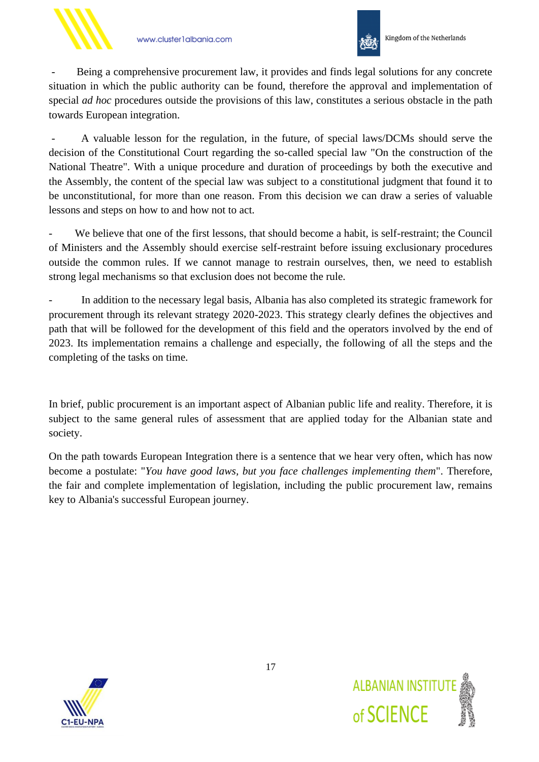- Being a comprehensive procurement law, it provides and finds legal solutions for any concrete situation in which the public authority can be found, therefore the approval and implementation of special *ad hoc* procedures outside the provisions of this law, constitutes a serious obstacle in the path towards European integration.

- A valuable lesson for the regulation, in the future, of special laws/DCMs should serve the decision of the Constitutional Court regarding the so-called special law "On the construction of the National Theatre". With a unique procedure and duration of proceedings by both the executive and the Assembly, the content of the special law was subject to a constitutional judgment that found it to be unconstitutional, for more than one reason. From this decision we can draw a series of valuable lessons and steps on how to and how not to act.

- We believe that one of the first lessons, that should become a habit, is self-restraint; the Council of Ministers and the Assembly should exercise self-restraint before issuing exclusionary procedures outside the common rules. If we cannot manage to restrain ourselves, then, we need to establish strong legal mechanisms so that exclusion does not become the rule.

- In addition to the necessary legal basis, Albania has also completed its strategic framework for procurement through its relevant strategy 2020-2023. This strategy clearly defines the objectives and path that will be followed for the development of this field and the operators involved by the end of 2023. Its implementation remains a challenge and especially, the following of all the steps and the completing of the tasks on time.

In brief, public procurement is an important aspect of Albanian public life and reality. Therefore, it is subject to the same general rules of assessment that are applied today for the Albanian state and society.

On the path towards European Integration there is a sentence that we hear very often, which has now become a postulate: "*You have good laws, but you face challenges implementing them*". Therefore, the fair and complete implementation of legislation, including the public procurement law, remains key to Albania's successful European journey.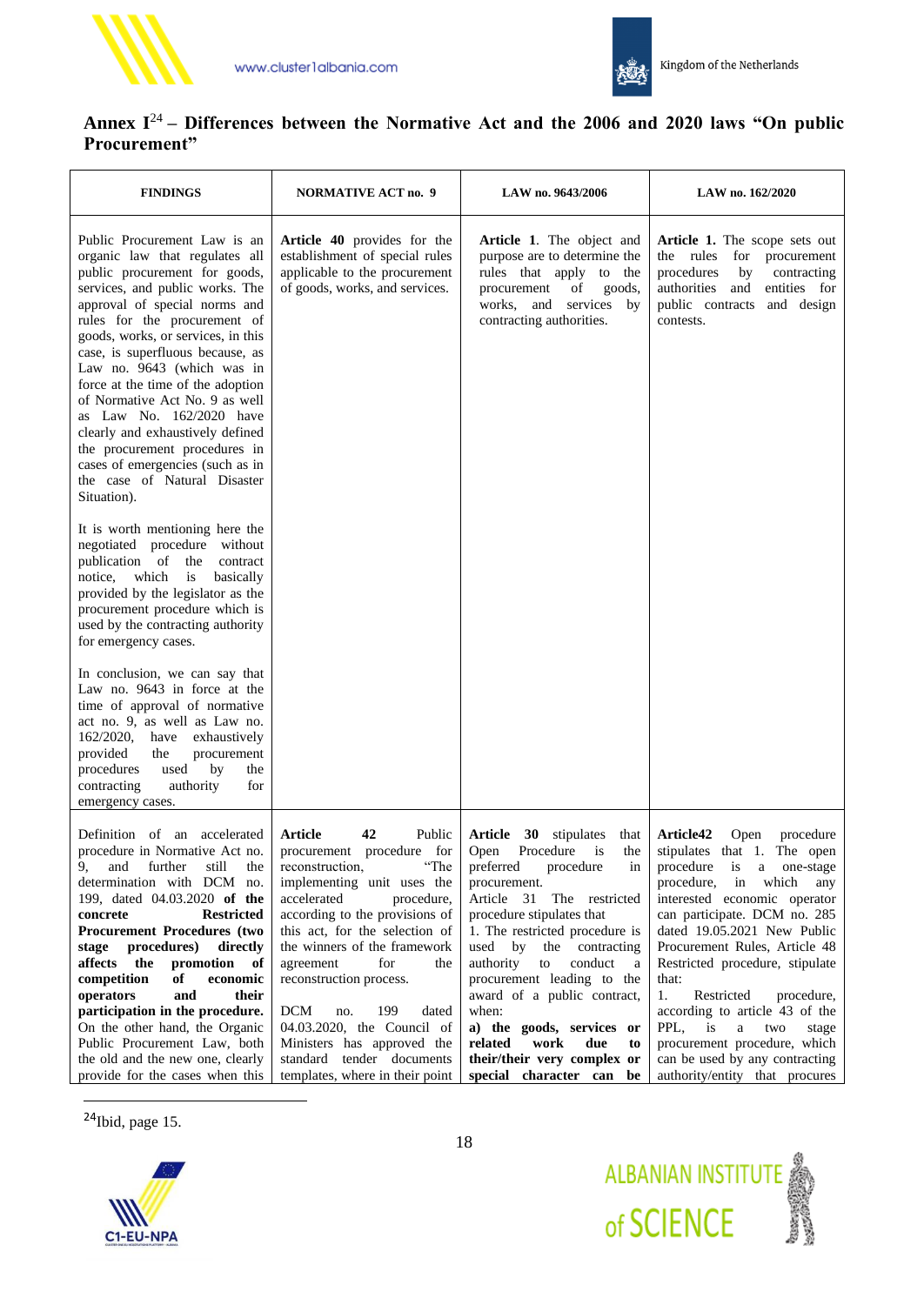## Annex I[24] – Differences between the Normative Act and the 2006 and 2020 laws "On public Procurement"

| FINDINGS | NORMATIVE ACT no. 9 | LAW no. 9643/2006 | LAW no. 162/2020 |
|---|---|---|---|
| Public Procurement Law is an organic law that regulates all public procurement for goods, services, and public works. The approval of special norms and rules for the procurement of goods, works, or services, in this case, is superfluous because, as Law no. 9643 (which was in force at the time of the adoption of Normative Act No. 9 as well as Law No. 162/2020 have clearly and exhaustively defined the procurement procedures in cases of emergencies (such as in the case of Natural Disaster Situation).<br><br>It is worth mentioning here the negotiated procedure without publication of the contract notice, which is basically provided by the legislator as the procurement procedure which is used by the contracting authority for emergency cases.<br><br>In conclusion, we can say that Law no. 9643 in force at the time of approval of normative act no. 9, as well as Law no. 162/2020, have exhaustively provided the procurement procedures used by the contracting authority for emergency cases. | **Article 40** provides for the establishment of special rules applicable to the procurement of goods, works, and services. | **Article 1**. The object and purpose are to determine the rules that apply to the procurement of goods, works, and services by contracting authorities. | **Article 1.** The scope sets out the rules for procurement procedures by contracting authorities and entities for public contracts and design contests. |
| Definition of an accelerated procedure in Normative Act no. 9, and further still the determination with DCM no. 199, dated 04.03.2020 **of the concrete Restricted Procurement Procedures (two stage procedures) directly affects the promotion of competition of economic operators and their participation in the procedure.** On the other hand, the Organic Public Procurement Law, both the old and the new one, clearly provide for the cases when this | **Article 42** Public procurement procedure for reconstruction, "The implementing unit uses the accelerated procedure, according to the provisions of this act, for the selection of the winners of the framework agreement for the reconstruction process.<br><br>DCM no. 199 dated 04.03.2020, the Council of Ministers has approved the standard tender documents templates, where in their point | **Article 30** stipulates that Open Procedure is the preferred procedure in procurement.<br>Article 31 The restricted procedure stipulates that<br>1. The restricted procedure is used by the contracting authority to conduct a procurement leading to the award of a public contract, when:<br>**a) the goods, services or related work due to their/their very complex or special character can be** | **Article42** Open procedure stipulates that 1. The open procedure is a one-stage procedure, in which any interested economic operator can participate. DCM no. 285 dated 19.05.2021 New Public Procurement Rules, Article 48 Restricted procedure, stipulate that:<br>1. Restricted procedure, according to article 43 of the PPL, is a two stage procurement procedure, which can be used by any contracting authority/entity that procures |

[24] Ibid, page 15.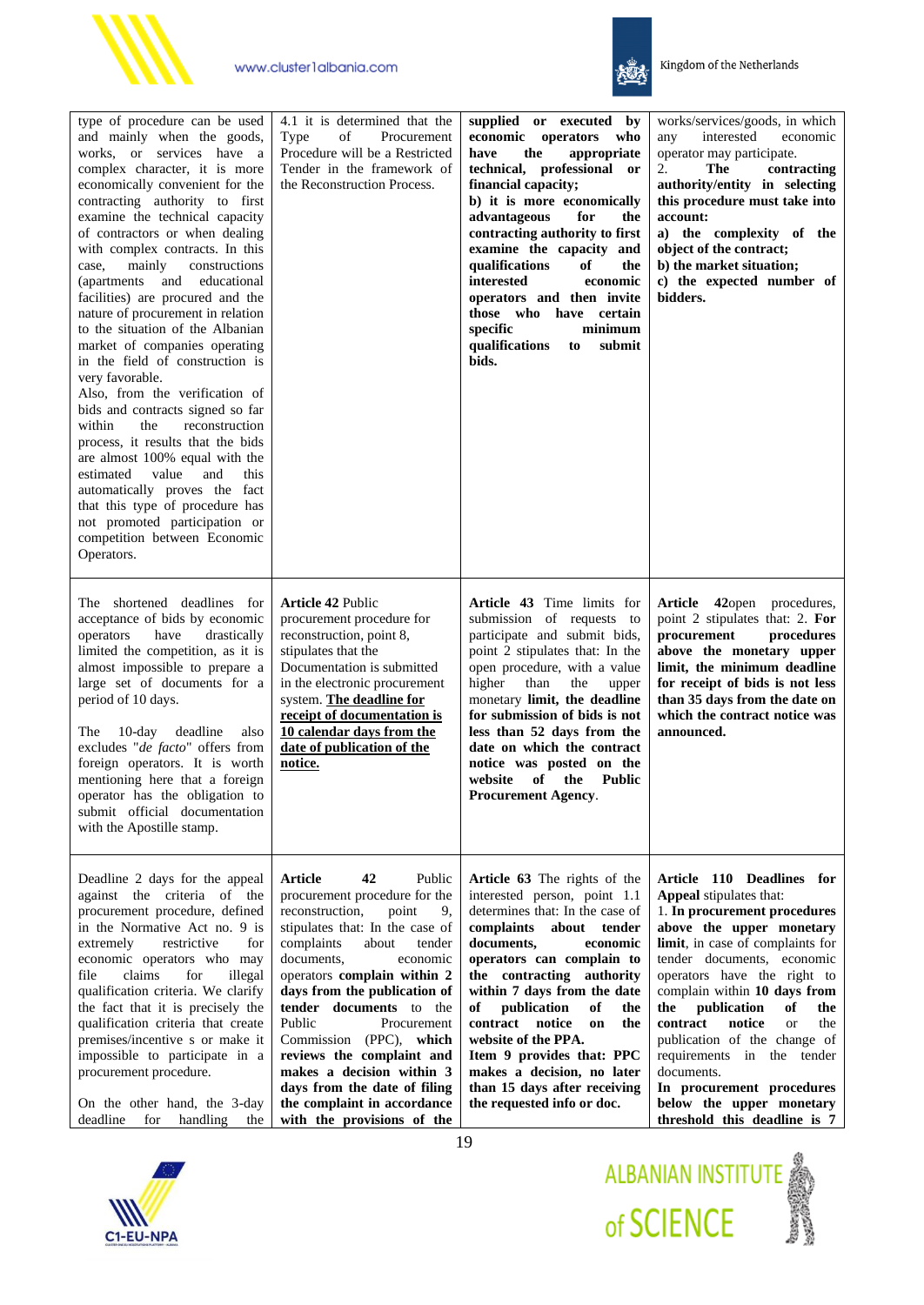| | | | |
|---|---|---|---|
| type of procedure can be used and mainly when the goods, works, or services have a complex character, it is more economically convenient for the contracting authority to first examine the technical capacity of contractors or when dealing with complex contracts. In this case, mainly constructions (apartments and educational facilities) are procured and the nature of procurement in relation to the situation of the Albanian market of companies operating in the field of construction is very favorable.<br>Also, from the verification of bids and contracts signed so far within the reconstruction process, it results that the bids are almost 100% equal with the estimated value and this automatically proves the fact that this type of procedure has not promoted participation or competition between Economic Operators. | 4.1 it is determined that the Type of Procurement Procedure will be a Restricted Tender in the framework of the Reconstruction Process. | **supplied or executed by economic operators who have the appropriate technical, professional or financial capacity;**<br>**b) it is more economically advantageous for the contracting authority to first examine the capacity and qualifications of the interested economic operators and then invite those who have certain specific minimum qualifications to submit bids.** | works/services/goods, in which any interested economic operator may participate.<br>2. **The contracting authority/entity in selecting this procedure must take into account:**<br>**a) the complexity of the object of the contract;**<br>**b) the market situation;**<br>**c) the expected number of bidders.** |
| The shortened deadlines for acceptance of bids by economic operators have drastically limited the competition, as it is almost impossible to prepare a large set of documents for a period of 10 days.<br><br>The 10-day deadline also excludes "*de facto*" offers from foreign operators. It is worth mentioning here that a foreign operator has the obligation to submit official documentation with the Apostille stamp. | **Article 42** Public procurement procedure for reconstruction, point 8, stipulates that the Documentation is submitted in the electronic procurement system. **The deadline for receipt of documentation is 10 calendar days from the date of publication of the notice.** | **Article 43** Time limits for submission of requests to participate and submit bids, point 2 stipulates that: In the open procedure, with a value higher than the upper monetary **limit, the deadline for submission of bids is not less than 52 days from the date on which the contract notice was posted on the website of the Public Procurement Agency**. | **Article 42**open procedures, point 2 stipulates that: 2. **For procurement procedures above the monetary upper limit, the minimum deadline for receipt of bids is not less than 35 days from the date on which the contract notice was announced.** |
| Deadline 2 days for the appeal against the criteria of the procurement procedure, defined in the Normative Act no. 9 is extremely restrictive for economic operators who may file claims for illegal qualification criteria. We clarify the fact that it is precisely the qualification criteria that create premises/incentive s or make it impossible to participate in a procurement procedure.<br><br>On the other hand, the 3-day deadline for handling the | **Article 42** Public procurement procedure for the reconstruction, point 9, stipulates that: In the case of complaints about tender documents, economic operators **complain within 2 days from the publication of tender documents** to the Public Procurement Commission (PPC), **which reviews the complaint and makes a decision within 3 days from the date of filing the complaint in accordance with the provisions of the** | **Article 63** The rights of the interested person, point 1.1 determines that: In the case of **complaints about tender documents, economic operators can complain to the contracting authority within 7 days from the date of publication of the contract notice on the website of the PPA.**<br>**Item 9 provides that: PPC makes a decision, no later than 15 days after receiving the requested info or doc.** | **Article 110 Deadlines for Appeal** stipulates that:<br>1. **In procurement procedures above the upper monetary limit**, in case of complaints for tender documents, economic operators have the right to complain within **10 days from the publication of the contract notice** or the publication of the change of requirements in the tender documents.<br>**In procurement procedures below the upper monetary threshold this deadline is 7** |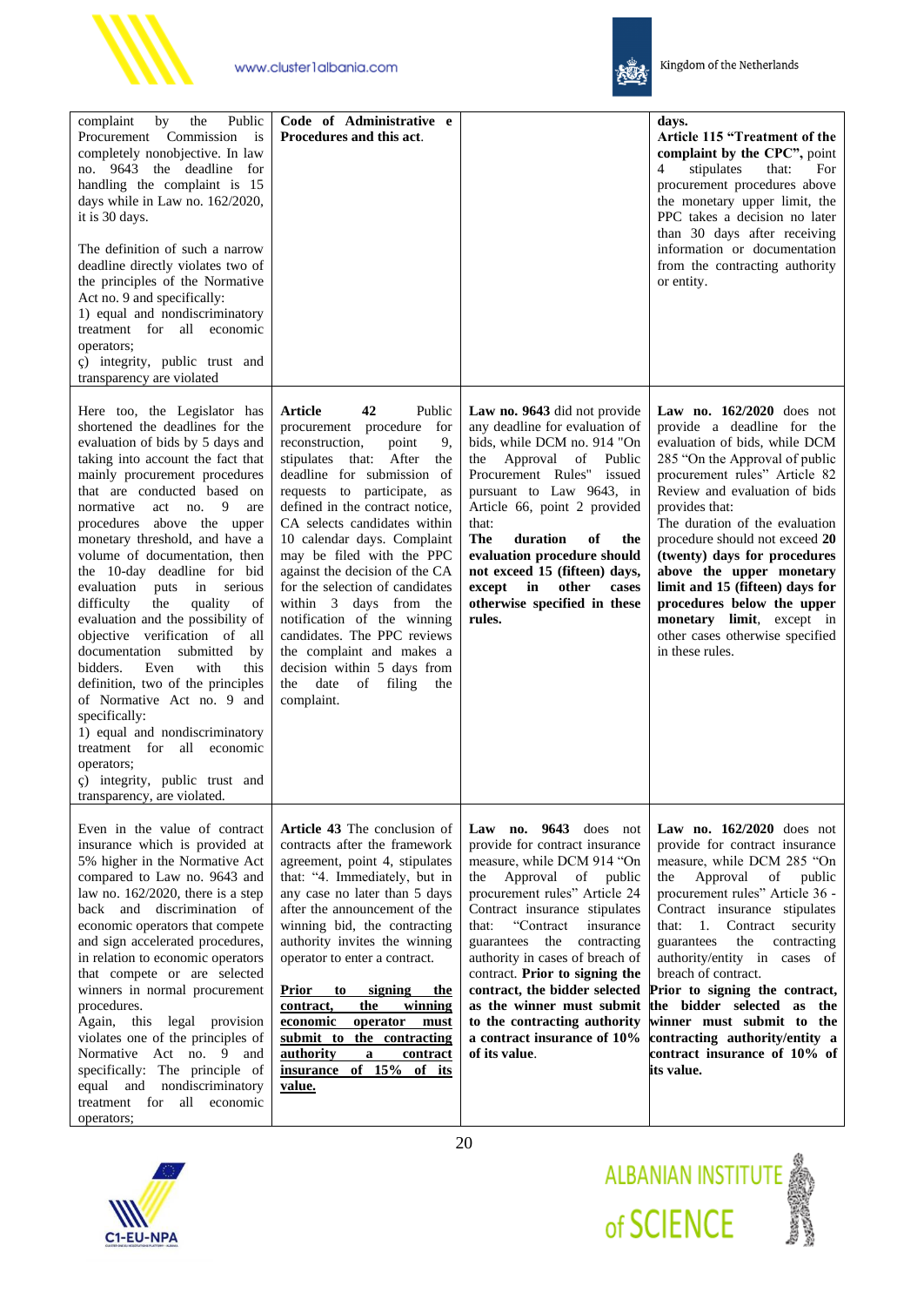| | | | |
|---|---|---|---|
| complaint by the Public Procurement Commission is completely nonobjective. In law no. 9643 the deadline for handling the complaint is 15 days while in Law no. 162/2020, it is 30 days.<br><br>The definition of such a narrow deadline directly violates two of the principles of the Normative Act no. 9 and specifically:<br>1) equal and nondiscriminatory treatment for all economic operators;<br>ç) integrity, public trust and transparency are violated | **Code of Administrative e Procedures and this act**. | | **days.**<br>**Article 115 "Treatment of the complaint by the CPC"**, point 4 stipulates that: For procurement procedures above the monetary upper limit, the PPC takes a decision no later than 30 days after receiving information or documentation from the contracting authority or entity. |
| Here too, the Legislator has shortened the deadlines for the evaluation of bids by 5 days and taking into account the fact that mainly procurement procedures that are conducted based on normative act no. 9 are procedures above the upper monetary threshold, and have a volume of documentation, then the 10-day deadline for bid evaluation puts in serious difficulty the quality of evaluation and the possibility of objective verification of all documentation submitted by bidders. Even with this definition, two of the principles of Normative Act no. 9 and specifically:<br>1) equal and nondiscriminatory treatment for all economic operators;<br>ç) integrity, public trust and transparency, are violated. | **Article 42** Public procurement procedure for reconstruction, point 9, stipulates that: After the deadline for submission of requests to participate, as defined in the contract notice, CA selects candidates within 10 calendar days. Complaint may be filed with the PPC against the decision of the CA for the selection of candidates within 3 days from the notification of the winning candidates. The PPC reviews the complaint and makes a decision within 5 days from the date of filing the complaint. | **Law no. 9643** did not provide any deadline for evaluation of bids, while DCM no. 914 "On the Approval of Public Procurement Rules" issued pursuant to Law 9643, in Article 66, point 2 provided that:<br>**The duration of the evaluation procedure should not exceed 15 (fifteen) days, except in other cases otherwise specified in these rules.** | **Law no. 162/2020** does not provide a deadline for the evaluation of bids, while DCM 285 "On the Approval of public procurement rules" Article 82 Review and evaluation of bids provides that:<br>The duration of the evaluation procedure should not exceed **20 (twenty) days for procedures above the upper monetary limit and 15 (fifteen) days for procedures below the upper monetary limit**, except in other cases otherwise specified in these rules. |
| Even in the value of contract insurance which is provided at 5% higher in the Normative Act compared to Law no. 9643 and law no. 162/2020, there is a step back and discrimination of economic operators that compete and sign accelerated procedures, in relation to economic operators that compete or are selected winners in normal procurement procedures.<br>Again, this legal provision violates one of the principles of Normative Act no. 9 and specifically: The principle of equal and nondiscriminatory treatment for all economic operators; | **Article 43** The conclusion of contracts after the framework agreement, point 4, stipulates that: "4. Immediately, but in any case no later than 5 days after the announcement of the winning bid, the contracting authority invites the winning operator to enter a contract.<br><br>**Prior to signing the contract, the winning economic operator must submit to the contracting authority a contract insurance of 15% of its value.** | **Law no. 9643** does not provide for contract insurance measure, while DCM 914 "On the Approval of public procurement rules" Article 24 Contract insurance stipulates that: "Contract insurance guarantees the contracting authority in cases of breach of contract. **Prior to signing the contract, the bidder selected as the winner must submit to the contracting authority a contract insurance of 10% of its value**. | **Law no. 162/2020** does not provide for contract insurance measure, while DCM 285 "On the Approval of public procurement rules" Article 36 - Contract insurance stipulates that: 1. Contract security guarantees the contracting authority/entity in cases of breach of contract.<br>**Prior to signing the contract, the bidder selected as the winner must submit to the contracting authority/entity a contract insurance of 10% of its value.** |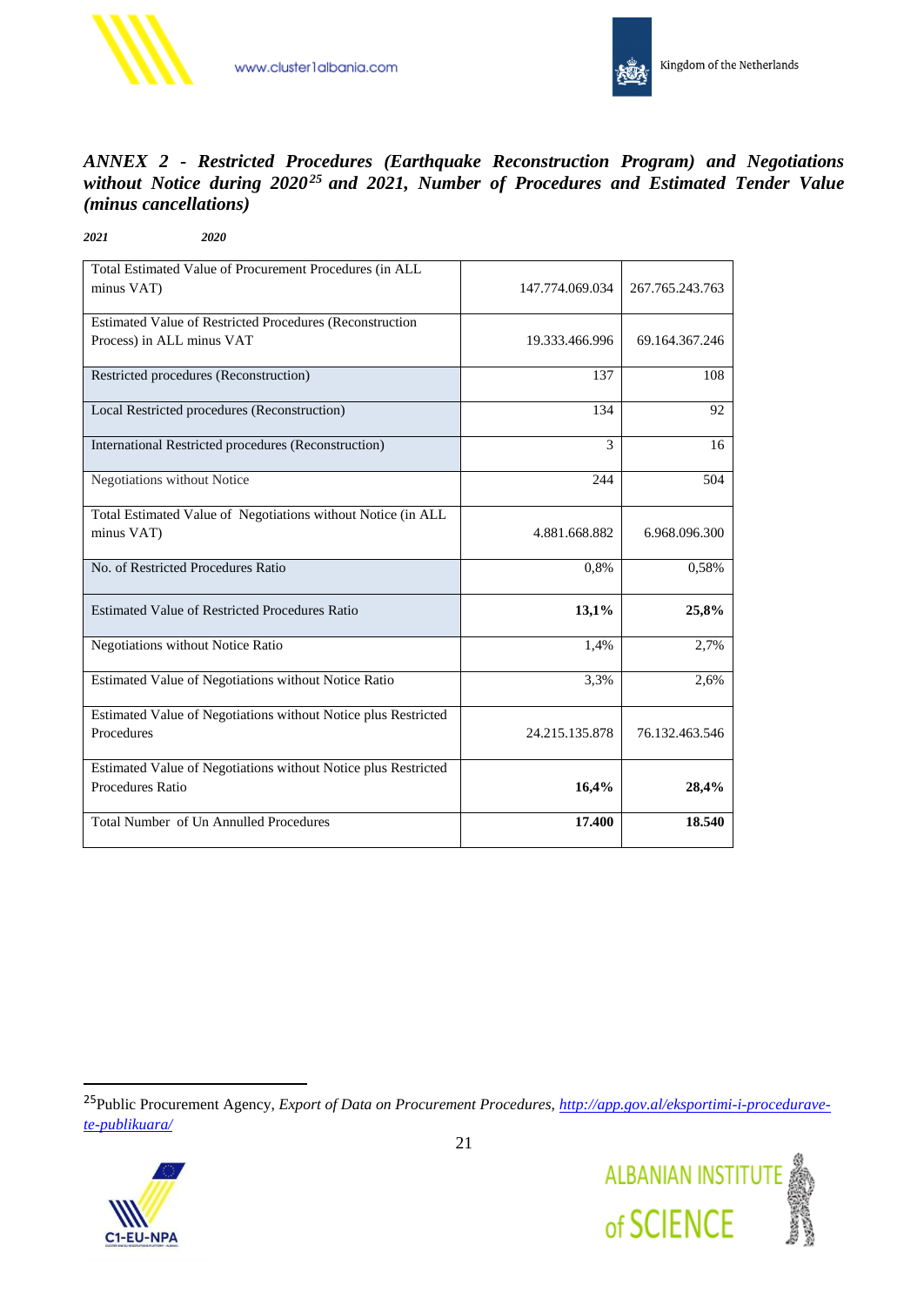### *ANNEX 2 - Restricted Procedures (Earthquake Reconstruction Program) and Negotiations without Notice during 2020[25] and 2021, Number of Procedures and Estimated Tender Value (minus cancellations)*

| | ***2021*** | ***2020*** |
|---|---|---|
| Total Estimated Value of Procurement Procedures (in ALL minus VAT) | 147.774.069.034 | 267.765.243.763 |
| Estimated Value of Restricted Procedures (Reconstruction Process) in ALL minus VAT | 19.333.466.996 | 69.164.367.246 |
| Restricted procedures (Reconstruction) | 137 | 108 |
| Local Restricted procedures (Reconstruction) | 134 | 92 |
| International Restricted procedures (Reconstruction) | 3 | 16 |
| Negotiations without Notice | 244 | 504 |
| Total Estimated Value of Negotiations without Notice (in ALL minus VAT) | 4.881.668.882 | 6.968.096.300 |
| No. of Restricted Procedures Ratio | 0,8% | 0,58% |
| Estimated Value of Restricted Procedures Ratio | **13,1%** | **25,8%** |
| Negotiations without Notice Ratio | 1,4% | 2,7% |
| Estimated Value of Negotiations without Notice Ratio | 3,3% | 2,6% |
| Estimated Value of Negotiations without Notice plus Restricted Procedures | 24.215.135.878 | 76.132.463.546 |
| Estimated Value of Negotiations without Notice plus Restricted Procedures Ratio | **16,4%** | **28,4%** |
| Total Number of Un Annulled Procedures | **17.400** | **18.540** |

[25] Public Procurement Agency, *Export of Data on Procurement Procedures*, *http://app.gov.al/eksportimi-i-procedurave-te-publikuara/*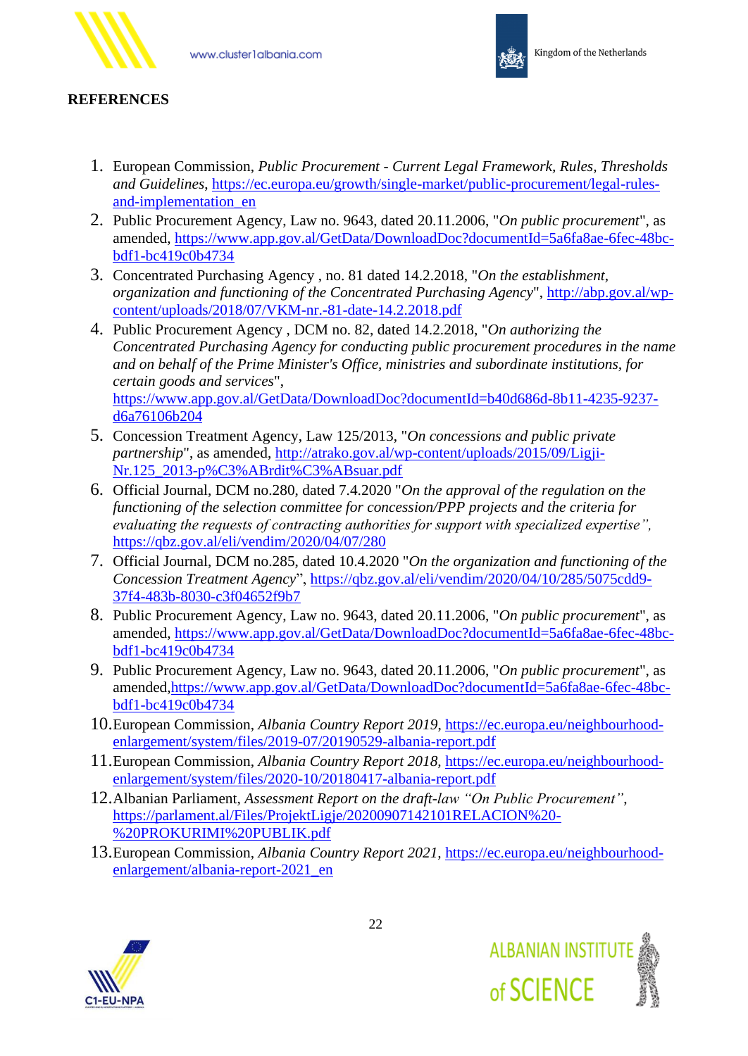**REFERENCES**

1. European Commission, *Public Procurement - Current Legal Framework, Rules, Thresholds and Guidelines*, https://ec.europa.eu/growth/single-market/public-procurement/legal-rules-and-implementation_en
2. Public Procurement Agency, Law no. 9643, dated 20.11.2006, "*On public procurement*", as amended, https://www.app.gov.al/GetData/DownloadDoc?documentId=5a6fa8ae-6fec-48bc-bdf1-bc419c0b4734
3. Concentrated Purchasing Agency , no. 81 dated 14.2.2018, "*On the establishment, organization and functioning of the Concentrated Purchasing Agency*", http://abp.gov.al/wp-content/uploads/2018/07/VKM-nr.-81-date-14.2.2018.pdf
4. Public Procurement Agency , DCM no. 82, dated 14.2.2018, "*On authorizing the Concentrated Purchasing Agency for conducting public procurement procedures in the name and on behalf of the Prime Minister's Office, ministries and subordinate institutions, for certain goods and services*", https://www.app.gov.al/GetData/DownloadDoc?documentId=b40d686d-8b11-4235-9237-d6a76106b204
5. Concession Treatment Agency, Law 125/2013, "*On concessions and public private partnership*", as amended, http://atrako.gov.al/wp-content/uploads/2015/09/Ligji-Nr.125_2013-p%C3%ABrdit%C3%ABsuar.pdf
6. Official Journal, DCM no.280, dated 7.4.2020 "*On the approval of the regulation on the functioning of the selection committee for concession/PPP projects and the criteria for evaluating the requests of contracting authorities for support with specialized expertise*", https://qbz.gov.al/eli/vendim/2020/04/07/280
7. Official Journal, DCM no.285, dated 10.4.2020 "*On the organization and functioning of the Concession Treatment Agency*", https://qbz.gov.al/eli/vendim/2020/04/10/285/5075cdd9-37f4-483b-8030-c3f04652f9b7
8. Public Procurement Agency, Law no. 9643, dated 20.11.2006, "*On public procurement*", as amended, https://www.app.gov.al/GetData/DownloadDoc?documentId=5a6fa8ae-6fec-48bc-bdf1-bc419c0b4734
9. Public Procurement Agency, Law no. 9643, dated 20.11.2006, "*On public procurement*", as amended,https://www.app.gov.al/GetData/DownloadDoc?documentId=5a6fa8ae-6fec-48bc-bdf1-bc419c0b4734
10. European Commission, *Albania Country Report 2019*, https://ec.europa.eu/neighbourhood-enlargement/system/files/2019-07/20190529-albania-report.pdf
11. European Commission, *Albania Country Report 2018*, https://ec.europa.eu/neighbourhood-enlargement/system/files/2020-10/20180417-albania-report.pdf
12. Albanian Parliament, *Assessment Report on the draft-law "On Public Procurement"*, https://parlament.al/Files/ProjektLigje/20200907142101RELACION%20-%20PROKURIMI%20PUBLIK.pdf
13. European Commission, *Albania Country Report 2021*, https://ec.europa.eu/neighbourhood-enlargement/albania-report-2021_en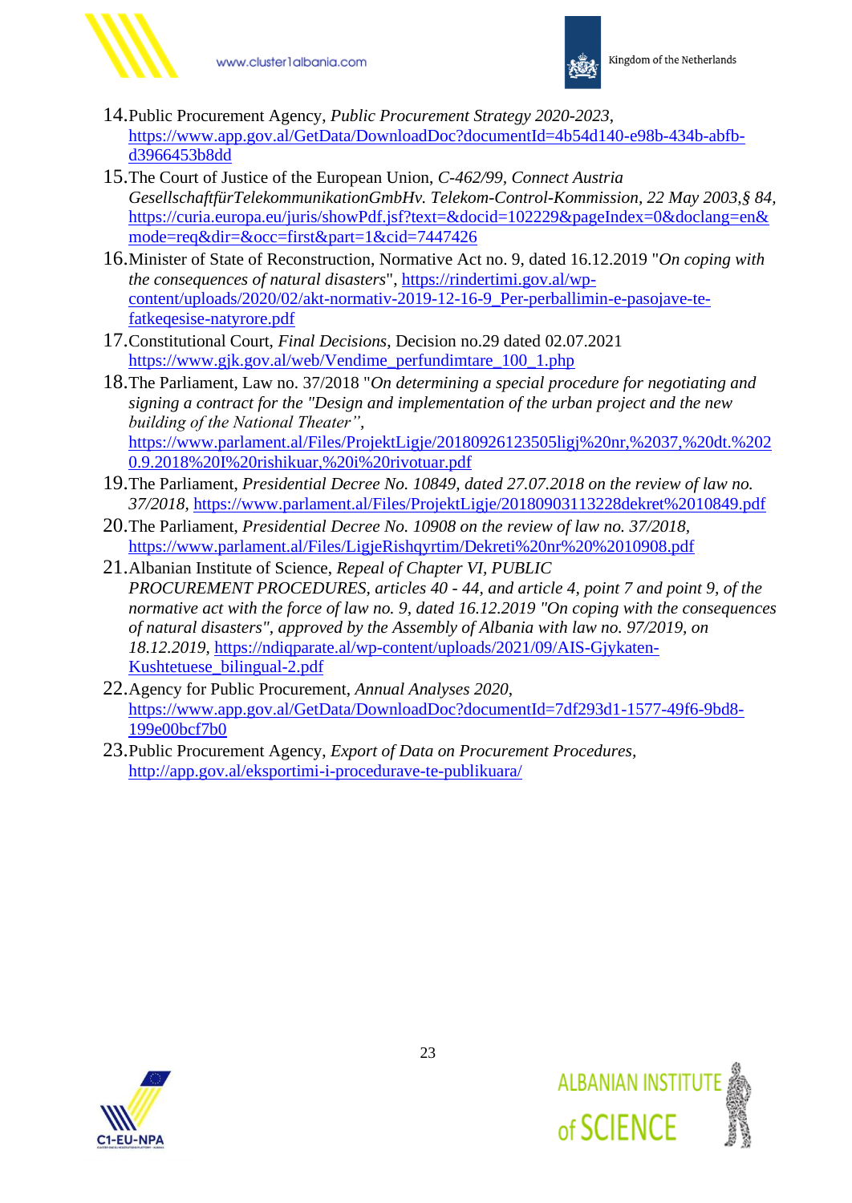14. Public Procurement Agency, *Public Procurement Strategy 2020-2023*, https://www.app.gov.al/GetData/DownloadDoc?documentId=4b54d140-e98b-434b-abfb-d3966453b8dd
15. The Court of Justice of the European Union, *C-462/99, Connect Austria GesellschaftfürTelekommunikationGmbHv. Telekom-Control-Kommission, 22 May 2003,§ 84*, https://curia.europa.eu/juris/showPdf.jsf?text=&docid=102229&pageIndex=0&doclang=en&mode=req&dir=&occ=first&part=1&cid=7447426
16. Minister of State of Reconstruction, Normative Act no. 9, dated 16.12.2019 "*On coping with the consequences of natural disasters*", https://rindertimi.gov.al/wp-content/uploads/2020/02/akt-normativ-2019-12-16-9_Per-perballimin-e-pasojave-te-fatkeqesise-natyrore.pdf
17. Constitutional Court, *Final Decisions*, Decision no.29 dated 02.07.2021 https://www.gjk.gov.al/web/Vendime_perfundimtare_100_1.php
18. The Parliament, Law no. 37/2018 "*On determining a special procedure for negotiating and signing a contract for the "Design and implementation of the urban project and the new building of the National Theater"*, https://www.parlament.al/Files/ProjektLigje/20180926123505ligj%20nr,%2037,%20dt.%2020.9.2018%20I%20rishikuar,%20i%20rivotuar.pdf
19. The Parliament, *Presidential Decree No. 10849, dated 27.07.2018 on the review of law no. 37/2018*, https://www.parlament.al/Files/ProjektLigje/20180903113228dekret%2010849.pdf
20. The Parliament, *Presidential Decree No. 10908 on the review of law no. 37/2018*, https://www.parlament.al/Files/LigjeRishqyrtim/Dekreti%20nr%20%2010908.pdf
21. Albanian Institute of Science, *Repeal of Chapter VI, PUBLIC PROCUREMENT PROCEDURES, articles 40 - 44, and article 4, point 7 and point 9, of the normative act with the force of law no. 9, dated 16.12.2019 "On coping with the consequences of natural disasters", approved by the Assembly of Albania with law no. 97/2019, on 18.12.2019*, https://ndiqparate.al/wp-content/uploads/2021/09/AIS-Gjykaten-Kushtetuese_bilingual-2.pdf
22. Agency for Public Procurement, *Annual Analyses 2020*, https://www.app.gov.al/GetData/DownloadDoc?documentId=7df293d1-1577-49f6-9bd8-199e00bcf7b0
23. Public Procurement Agency, *Export of Data on Procurement Procedures*, http://app.gov.al/eksportimi-i-procedurave-te-publikuara/